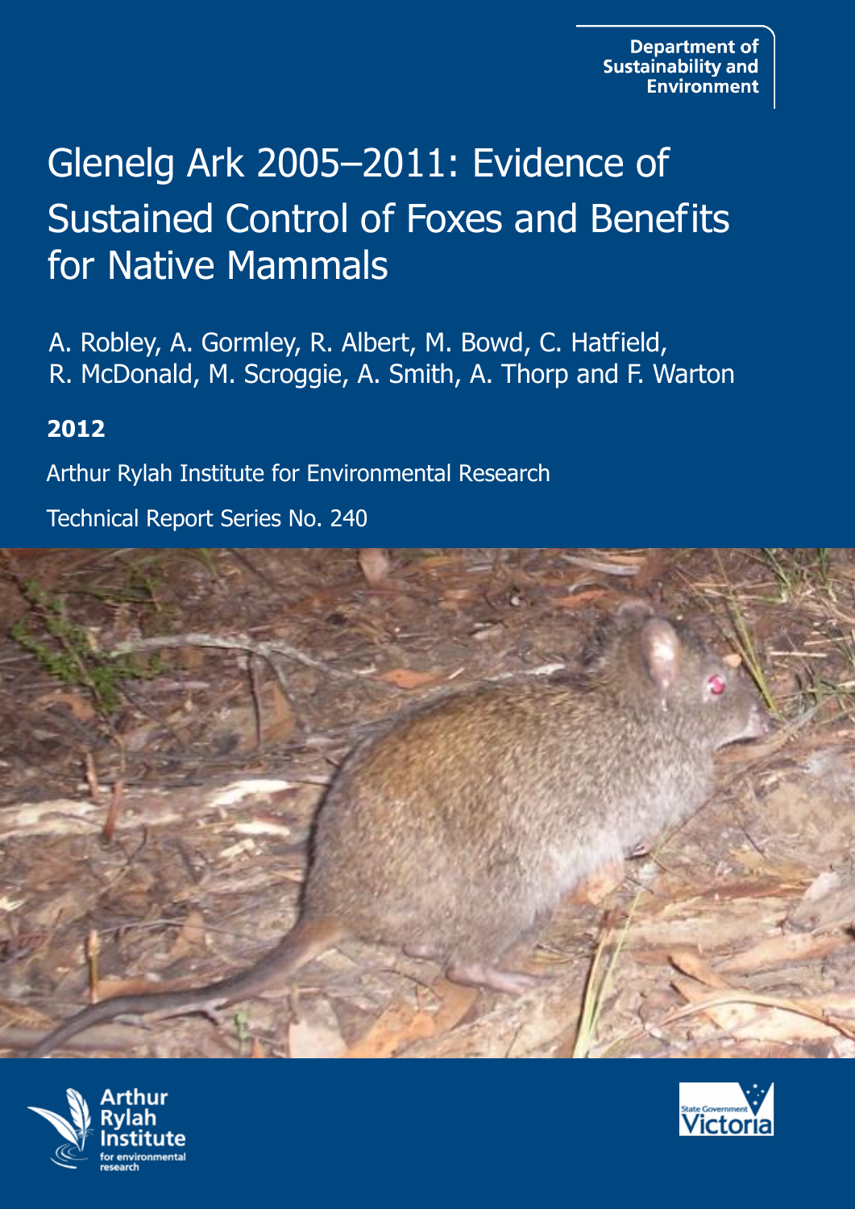Department of Sustainability and Environment

# Glenelg Ark 2005–2011: Evidence of Sustained Control of Foxes and Benefits for Native Mammals

A. Robley, A. Gormley, R. Albert, M. Bowd, C. Hatfield, R. McDonald, M. Scroggie, A. Smith, A. Thorp and F. Warton

**2012**

Arthur Rylah Institute for Environmental Research

Technical Report Series No. 240

Arthur Rylah Institute for environmental research

State Government Victoria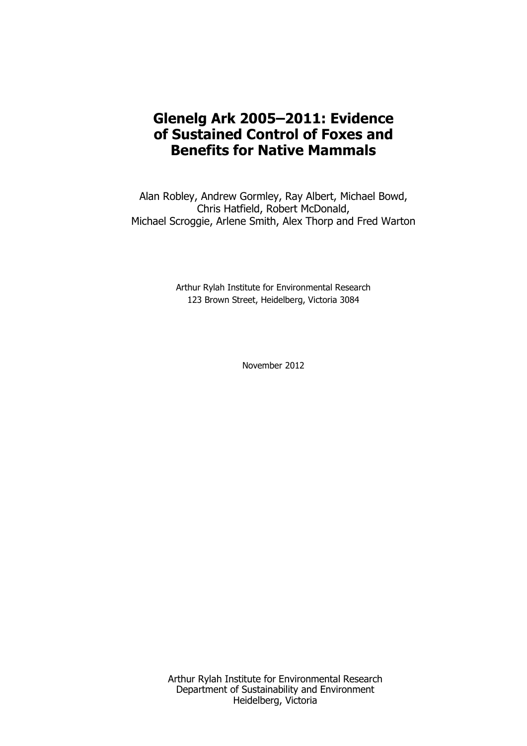# Glenelg Ark 2005–2011: Evidence of Sustained Control of Foxes and Benefits for Native Mammals

Alan Robley, Andrew Gormley, Ray Albert, Michael Bowd, Chris Hatfield, Robert McDonald, Michael Scroggie, Arlene Smith, Alex Thorp and Fred Warton

Arthur Rylah Institute for Environmental Research
123 Brown Street, Heidelberg, Victoria 3084

November 2012

Arthur Rylah Institute for Environmental Research
Department of Sustainability and Environment
Heidelberg, Victoria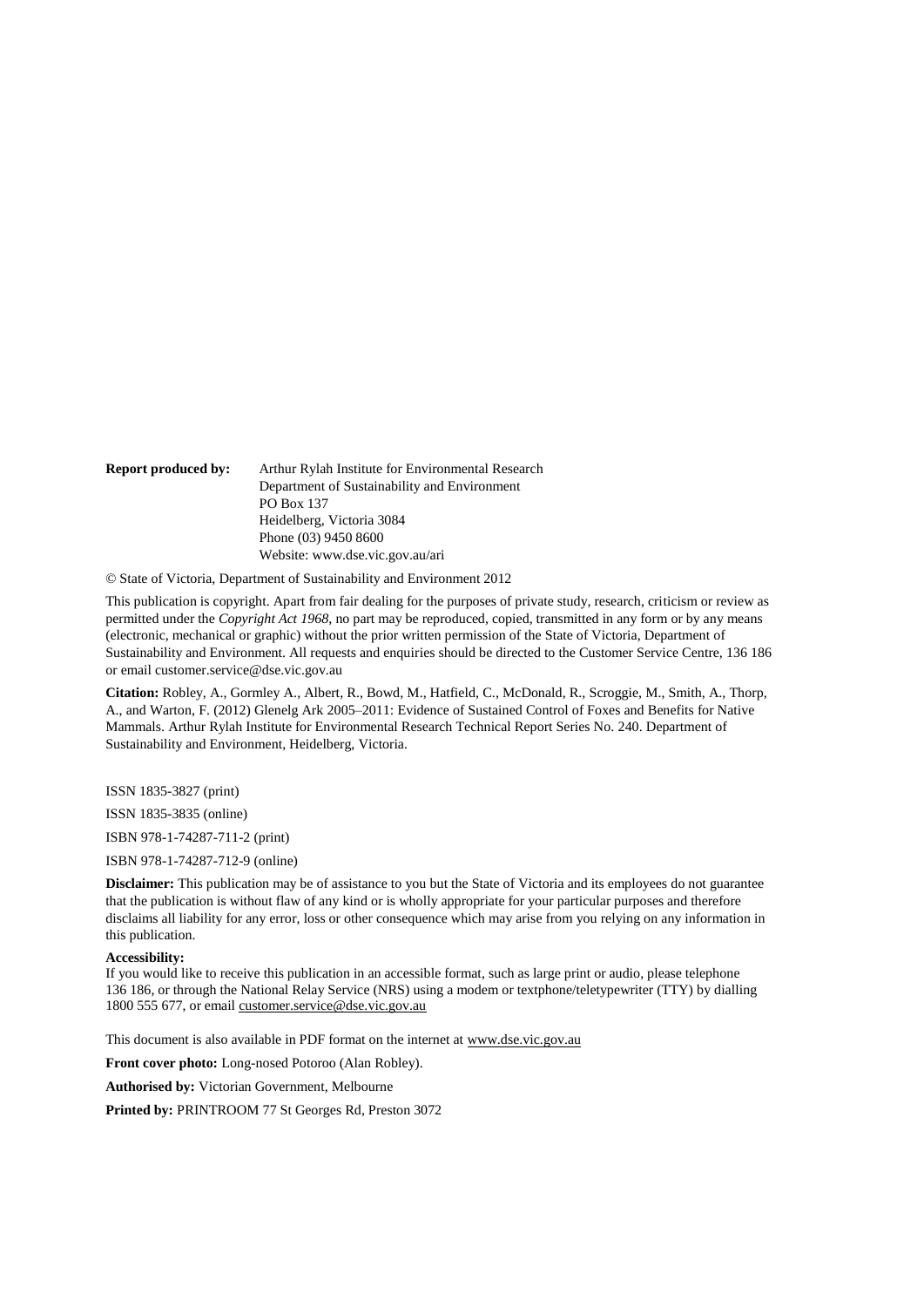**Report produced by:** Arthur Rylah Institute for Environmental Research
Department of Sustainability and Environment
PO Box 137
Heidelberg, Victoria 3084
Phone (03) 9450 8600
Website: www.dse.vic.gov.au/ari

© State of Victoria, Department of Sustainability and Environment 2012

This publication is copyright. Apart from fair dealing for the purposes of private study, research, criticism or review as permitted under the *Copyright Act 1968*, no part may be reproduced, copied, transmitted in any form or by any means (electronic, mechanical or graphic) without the prior written permission of the State of Victoria, Department of Sustainability and Environment. All requests and enquiries should be directed to the Customer Service Centre, 136 186 or email customer.service@dse.vic.gov.au

**Citation:** Robley, A., Gormley A., Albert, R., Bowd, M., Hatfield, C., McDonald, R., Scroggie, M., Smith, A., Thorp, A., and Warton, F. (2012) Glenelg Ark 2005–2011: Evidence of Sustained Control of Foxes and Benefits for Native Mammals. Arthur Rylah Institute for Environmental Research Technical Report Series No. 240. Department of Sustainability and Environment, Heidelberg, Victoria.

ISSN 1835-3827 (print)

ISSN 1835-3835 (online)

ISBN 978-1-74287-711-2 (print)

ISBN 978-1-74287-712-9 (online)

**Disclaimer:** This publication may be of assistance to you but the State of Victoria and its employees do not guarantee that the publication is without flaw of any kind or is wholly appropriate for your particular purposes and therefore disclaims all liability for any error, loss or other consequence which may arise from you relying on any information in this publication.

**Accessibility:**
If you would like to receive this publication in an accessible format, such as large print or audio, please telephone 136 186, or through the National Relay Service (NRS) using a modem or textphone/teletypewriter (TTY) by dialling 1800 555 677, or email customer.service@dse.vic.gov.au

This document is also available in PDF format on the internet at www.dse.vic.gov.au

**Front cover photo:** Long-nosed Potoroo (Alan Robley).

**Authorised by:** Victorian Government, Melbourne

**Printed by:** PRINTROOM 77 St Georges Rd, Preston 3072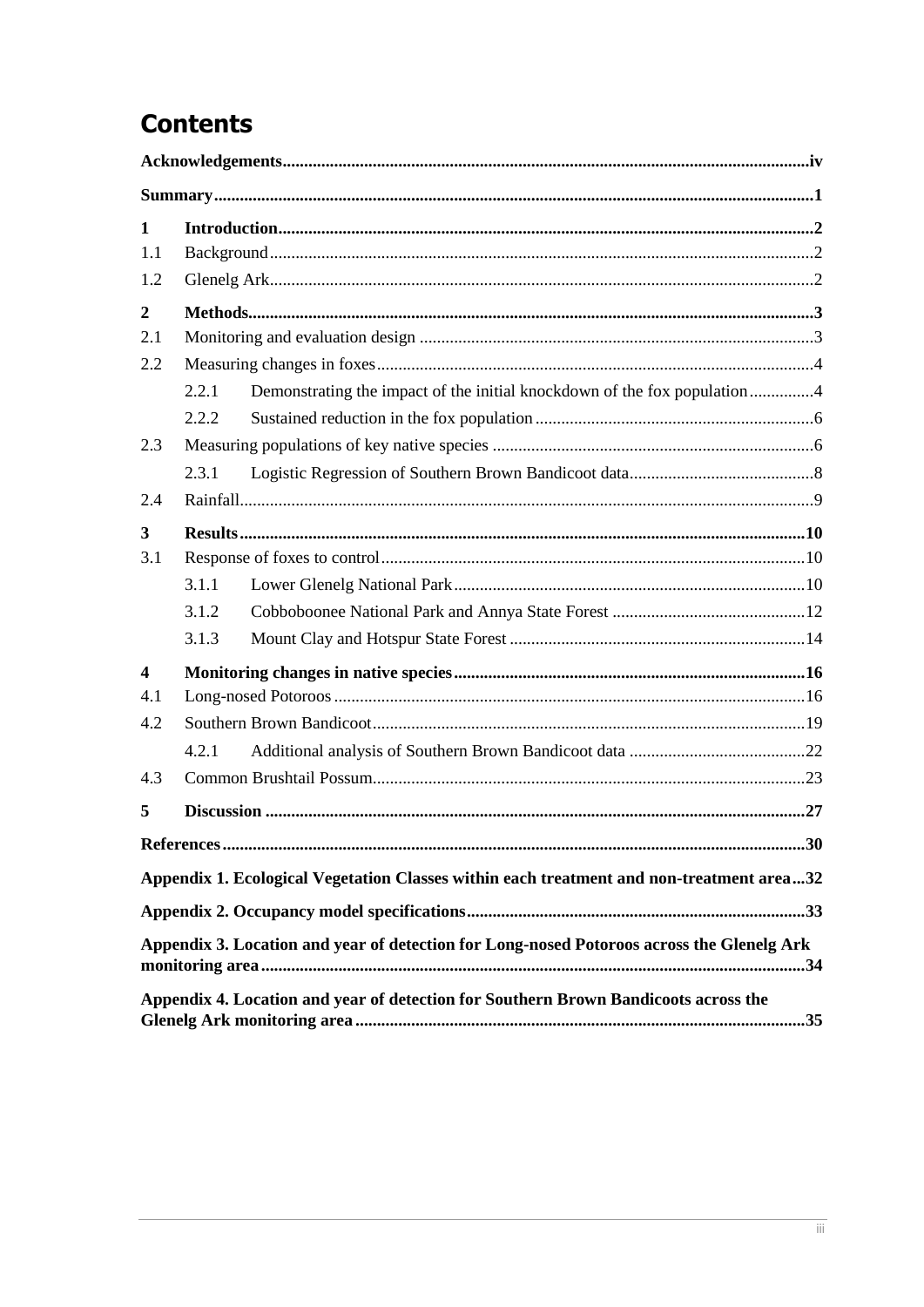# Contents

| | | |
|---|---|---|
| **Acknowledgements** | | **iv** |
| **Summary** | | **1** |
| **1** | **Introduction** | **2** |
| 1.1 | Background | 2 |
| 1.2 | Glenelg Ark | 2 |
| **2** | **Methods** | **3** |
| 2.1 | Monitoring and evaluation design | 3 |
| 2.2 | Measuring changes in foxes | 4 |
| 2.2.1 | Demonstrating the impact of the initial knockdown of the fox population | 4 |
| 2.2.2 | Sustained reduction in the fox population | 6 |
| 2.3 | Measuring populations of key native species | 6 |
| 2.3.1 | Logistic Regression of Southern Brown Bandicoot data | 8 |
| 2.4 | Rainfall | 9 |
| **3** | **Results** | **10** |
| 3.1 | Response of foxes to control | 10 |
| 3.1.1 | Lower Glenelg National Park | 10 |
| 3.1.2 | Cobboboonee National Park and Annya State Forest | 12 |
| 3.1.3 | Mount Clay and Hotspur State Forest | 14 |
| **4** | **Monitoring changes in native species** | **16** |
| 4.1 | Long-nosed Potoroos | 16 |
| 4.2 | Southern Brown Bandicoot | 19 |
| 4.2.1 | Additional analysis of Southern Brown Bandicoot data | 22 |
| 4.3 | Common Brushtail Possum | 23 |
| **5** | **Discussion** | **27** |
| **References** | | **30** |
| **Appendix 1. Ecological Vegetation Classes within each treatment and non-treatment area** | | **32** |
| **Appendix 2. Occupancy model specifications** | | **33** |
| **Appendix 3. Location and year of detection for Long-nosed Potoroos across the Glenelg Ark monitoring area** | | **34** |
| **Appendix 4. Location and year of detection for Southern Brown Bandicoots across the Glenelg Ark monitoring area** | | **35** |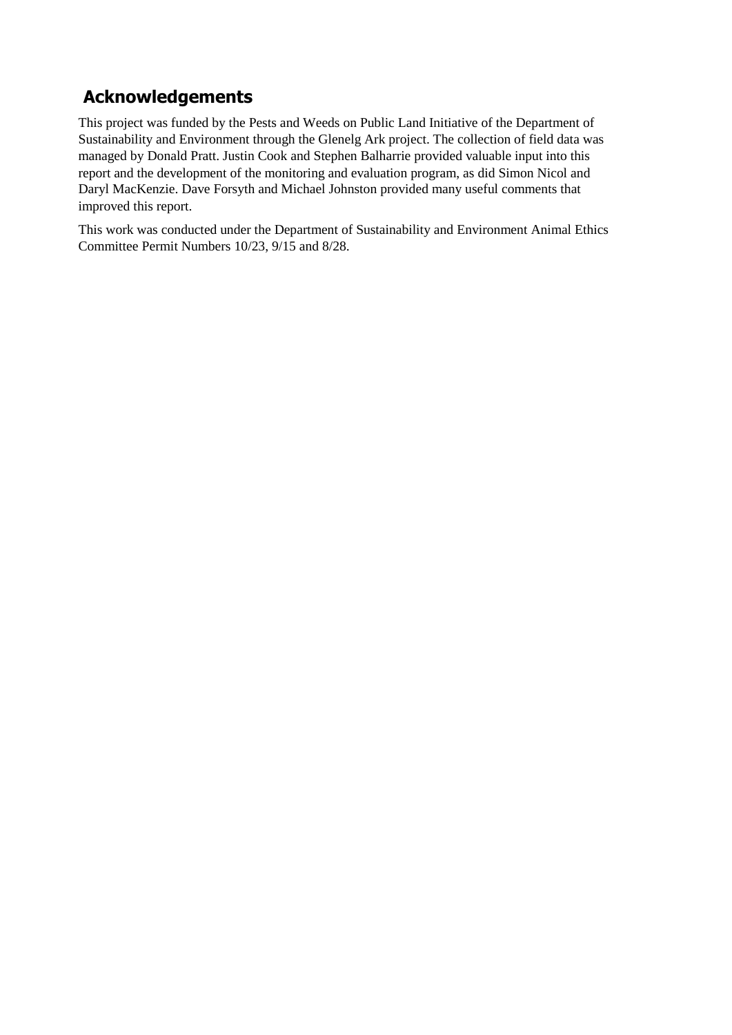## Acknowledgements

This project was funded by the Pests and Weeds on Public Land Initiative of the Department of Sustainability and Environment through the Glenelg Ark project. The collection of field data was managed by Donald Pratt. Justin Cook and Stephen Balharrie provided valuable input into this report and the development of the monitoring and evaluation program, as did Simon Nicol and Daryl MacKenzie. Dave Forsyth and Michael Johnston provided many useful comments that improved this report.

This work was conducted under the Department of Sustainability and Environment Animal Ethics Committee Permit Numbers 10/23, 9/15 and 8/28.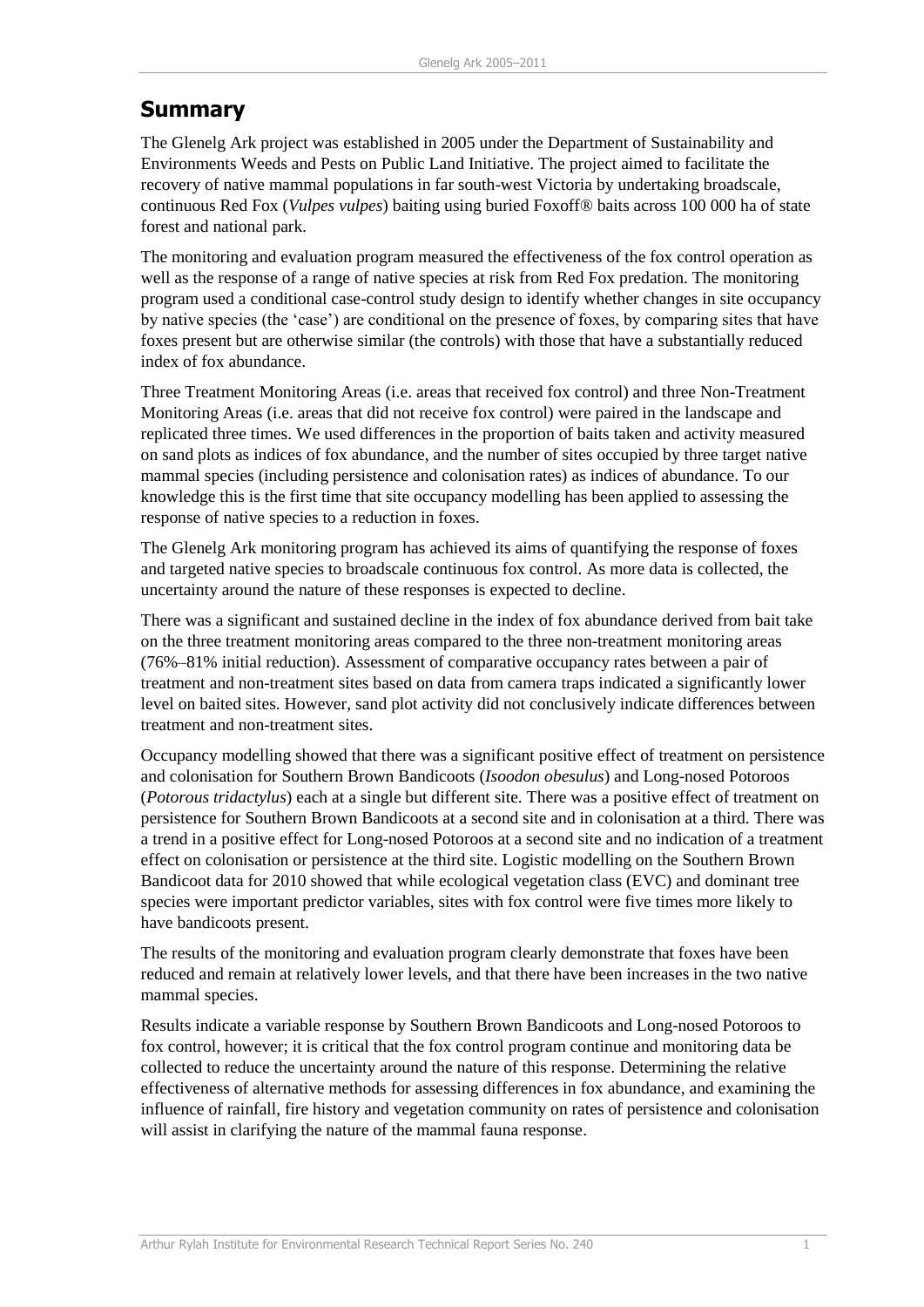## Summary

The Glenelg Ark project was established in 2005 under the Department of Sustainability and Environments Weeds and Pests on Public Land Initiative. The project aimed to facilitate the recovery of native mammal populations in far south-west Victoria by undertaking broadscale, continuous Red Fox (*Vulpes vulpes*) baiting using buried Foxoff® baits across 100 000 ha of state forest and national park.

The monitoring and evaluation program measured the effectiveness of the fox control operation as well as the response of a range of native species at risk from Red Fox predation. The monitoring program used a conditional case-control study design to identify whether changes in site occupancy by native species (the 'case') are conditional on the presence of foxes, by comparing sites that have foxes present but are otherwise similar (the controls) with those that have a substantially reduced index of fox abundance.

Three Treatment Monitoring Areas (i.e. areas that received fox control) and three Non-Treatment Monitoring Areas (i.e. areas that did not receive fox control) were paired in the landscape and replicated three times. We used differences in the proportion of baits taken and activity measured on sand plots as indices of fox abundance, and the number of sites occupied by three target native mammal species (including persistence and colonisation rates) as indices of abundance. To our knowledge this is the first time that site occupancy modelling has been applied to assessing the response of native species to a reduction in foxes.

The Glenelg Ark monitoring program has achieved its aims of quantifying the response of foxes and targeted native species to broadscale continuous fox control. As more data is collected, the uncertainty around the nature of these responses is expected to decline.

There was a significant and sustained decline in the index of fox abundance derived from bait take on the three treatment monitoring areas compared to the three non-treatment monitoring areas (76%–81% initial reduction). Assessment of comparative occupancy rates between a pair of treatment and non-treatment sites based on data from camera traps indicated a significantly lower level on baited sites. However, sand plot activity did not conclusively indicate differences between treatment and non-treatment sites.

Occupancy modelling showed that there was a significant positive effect of treatment on persistence and colonisation for Southern Brown Bandicoots (*Isoodon obesulus*) and Long-nosed Potoroos (*Potorous tridactylus*) each at a single but different site. There was a positive effect of treatment on persistence for Southern Brown Bandicoots at a second site and in colonisation at a third. There was a trend in a positive effect for Long-nosed Potoroos at a second site and no indication of a treatment effect on colonisation or persistence at the third site. Logistic modelling on the Southern Brown Bandicoot data for 2010 showed that while ecological vegetation class (EVC) and dominant tree species were important predictor variables, sites with fox control were five times more likely to have bandicoots present.

The results of the monitoring and evaluation program clearly demonstrate that foxes have been reduced and remain at relatively lower levels, and that there have been increases in the two native mammal species.

Results indicate a variable response by Southern Brown Bandicoots and Long-nosed Potoroos to fox control, however; it is critical that the fox control program continue and monitoring data be collected to reduce the uncertainty around the nature of this response. Determining the relative effectiveness of alternative methods for assessing differences in fox abundance, and examining the influence of rainfall, fire history and vegetation community on rates of persistence and colonisation will assist in clarifying the nature of the mammal fauna response.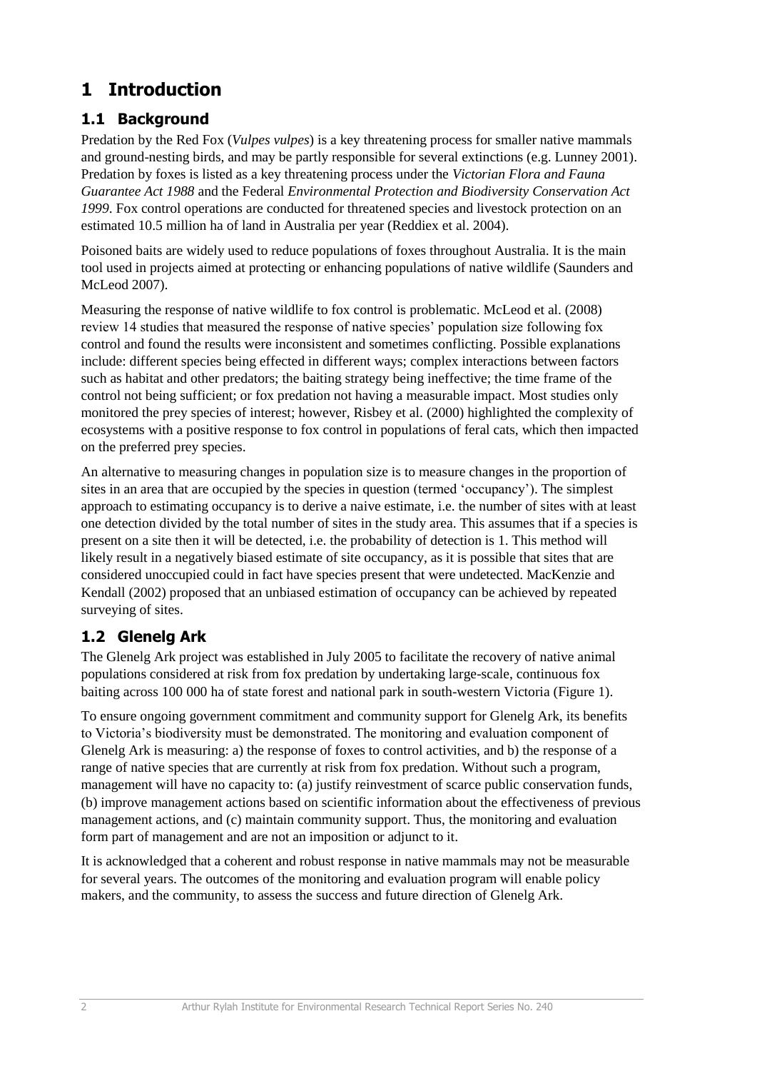# 1 Introduction

## 1.1 Background

Predation by the Red Fox (*Vulpes vulpes*) is a key threatening process for smaller native mammals and ground-nesting birds, and may be partly responsible for several extinctions (e.g. Lunney 2001). Predation by foxes is listed as a key threatening process under the *Victorian Flora and Fauna Guarantee Act 1988* and the Federal *Environmental Protection and Biodiversity Conservation Act 1999*. Fox control operations are conducted for threatened species and livestock protection on an estimated 10.5 million ha of land in Australia per year (Reddiex et al. 2004).

Poisoned baits are widely used to reduce populations of foxes throughout Australia. It is the main tool used in projects aimed at protecting or enhancing populations of native wildlife (Saunders and McLeod 2007).

Measuring the response of native wildlife to fox control is problematic. McLeod et al. (2008) review 14 studies that measured the response of native species' population size following fox control and found the results were inconsistent and sometimes conflicting. Possible explanations include: different species being effected in different ways; complex interactions between factors such as habitat and other predators; the baiting strategy being ineffective; the time frame of the control not being sufficient; or fox predation not having a measurable impact. Most studies only monitored the prey species of interest; however, Risbey et al. (2000) highlighted the complexity of ecosystems with a positive response to fox control in populations of feral cats, which then impacted on the preferred prey species.

An alternative to measuring changes in population size is to measure changes in the proportion of sites in an area that are occupied by the species in question (termed 'occupancy'). The simplest approach to estimating occupancy is to derive a naive estimate, i.e. the number of sites with at least one detection divided by the total number of sites in the study area. This assumes that if a species is present on a site then it will be detected, i.e. the probability of detection is 1. This method will likely result in a negatively biased estimate of site occupancy, as it is possible that sites that are considered unoccupied could in fact have species present that were undetected. MacKenzie and Kendall (2002) proposed that an unbiased estimation of occupancy can be achieved by repeated surveying of sites.

## 1.2 Glenelg Ark

The Glenelg Ark project was established in July 2005 to facilitate the recovery of native animal populations considered at risk from fox predation by undertaking large-scale, continuous fox baiting across 100 000 ha of state forest and national park in south-western Victoria (Figure 1).

To ensure ongoing government commitment and community support for Glenelg Ark, its benefits to Victoria's biodiversity must be demonstrated. The monitoring and evaluation component of Glenelg Ark is measuring: a) the response of foxes to control activities, and b) the response of a range of native species that are currently at risk from fox predation. Without such a program, management will have no capacity to: (a) justify reinvestment of scarce public conservation funds, (b) improve management actions based on scientific information about the effectiveness of previous management actions, and (c) maintain community support. Thus, the monitoring and evaluation form part of management and are not an imposition or adjunct to it.

It is acknowledged that a coherent and robust response in native mammals may not be measurable for several years. The outcomes of the monitoring and evaluation program will enable policy makers, and the community, to assess the success and future direction of Glenelg Ark.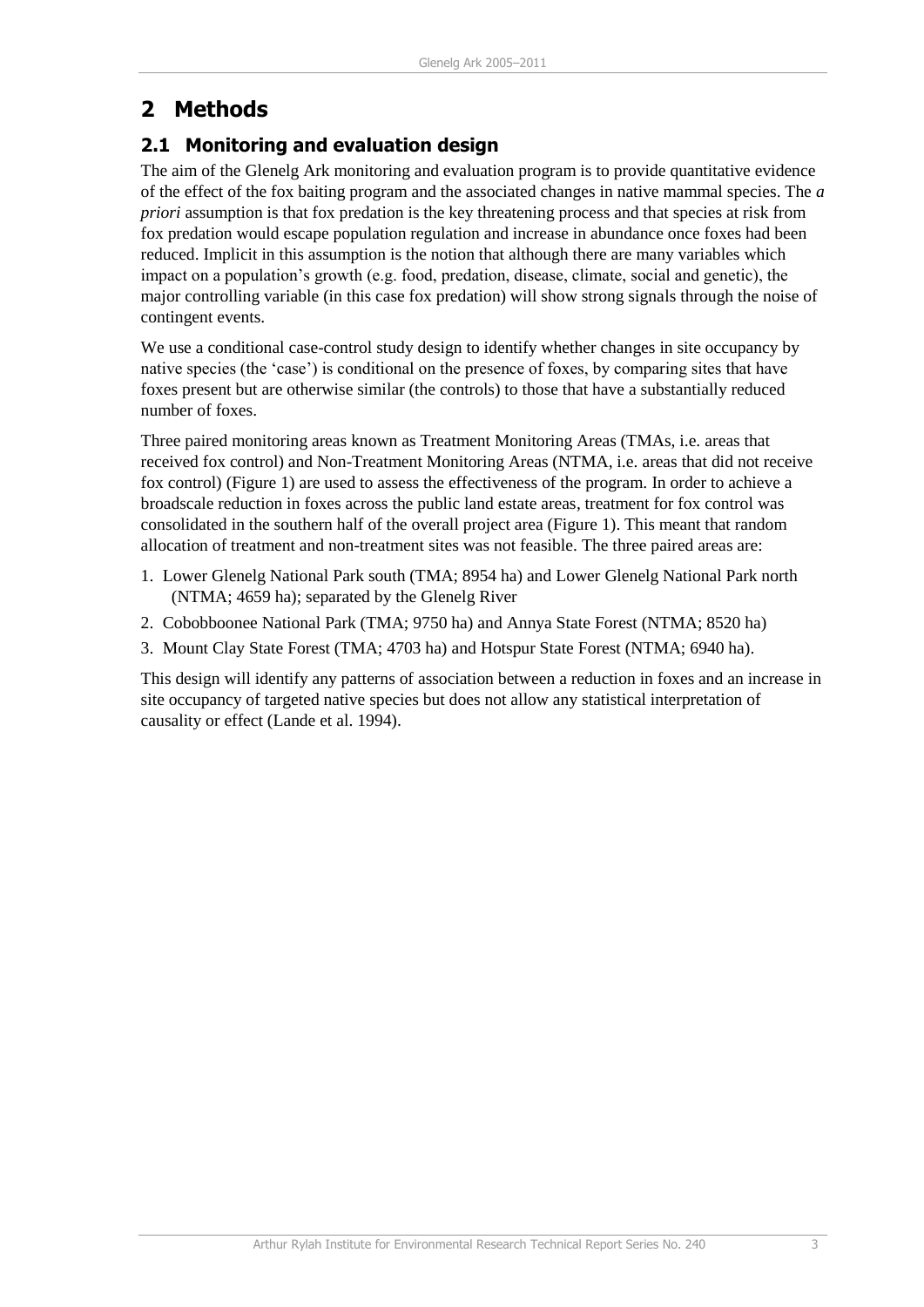# 2 Methods

## 2.1 Monitoring and evaluation design

The aim of the Glenelg Ark monitoring and evaluation program is to provide quantitative evidence of the effect of the fox baiting program and the associated changes in native mammal species. The *a priori* assumption is that fox predation is the key threatening process and that species at risk from fox predation would escape population regulation and increase in abundance once foxes had been reduced. Implicit in this assumption is the notion that although there are many variables which impact on a population's growth (e.g. food, predation, disease, climate, social and genetic), the major controlling variable (in this case fox predation) will show strong signals through the noise of contingent events.

We use a conditional case-control study design to identify whether changes in site occupancy by native species (the 'case') is conditional on the presence of foxes, by comparing sites that have foxes present but are otherwise similar (the controls) to those that have a substantially reduced number of foxes.

Three paired monitoring areas known as Treatment Monitoring Areas (TMAs, i.e. areas that received fox control) and Non-Treatment Monitoring Areas (NTMA, i.e. areas that did not receive fox control) (Figure 1) are used to assess the effectiveness of the program. In order to achieve a broadscale reduction in foxes across the public land estate areas, treatment for fox control was consolidated in the southern half of the overall project area (Figure 1). This meant that random allocation of treatment and non-treatment sites was not feasible. The three paired areas are:

1. Lower Glenelg National Park south (TMA; 8954 ha) and Lower Glenelg National Park north (NTMA; 4659 ha); separated by the Glenelg River
2. Cobobboonee National Park (TMA; 9750 ha) and Annya State Forest (NTMA; 8520 ha)
3. Mount Clay State Forest (TMA; 4703 ha) and Hotspur State Forest (NTMA; 6940 ha).

This design will identify any patterns of association between a reduction in foxes and an increase in site occupancy of targeted native species but does not allow any statistical interpretation of causality or effect (Lande et al. 1994).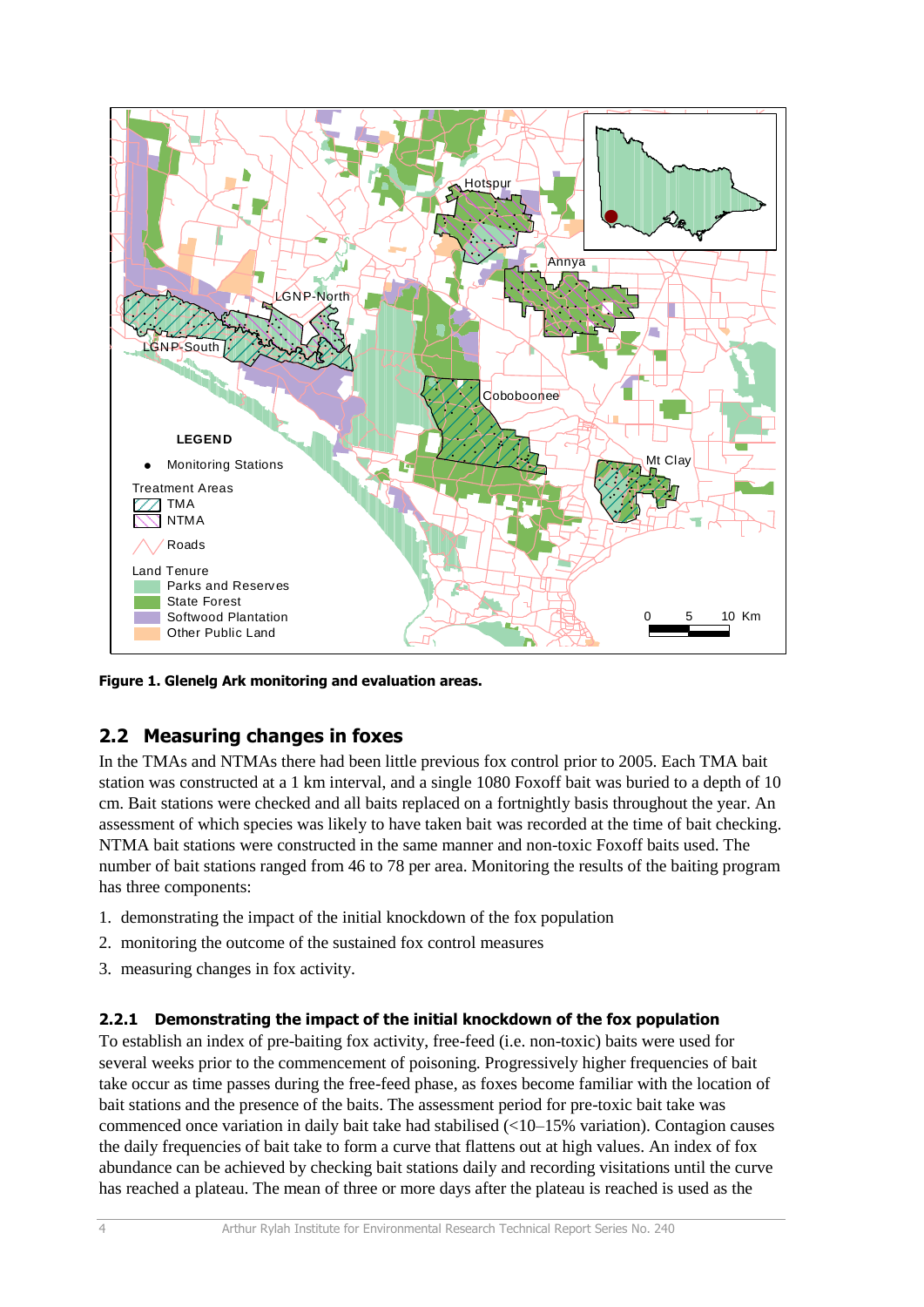**Figure 1. Glenelg Ark monitoring and evaluation areas.**

## 2.2 Measuring changes in foxes

In the TMAs and NTMAs there had been little previous fox control prior to 2005. Each TMA bait station was constructed at a 1 km interval, and a single 1080 Foxoff bait was buried to a depth of 10 cm. Bait stations were checked and all baits replaced on a fortnightly basis throughout the year. An assessment of which species was likely to have taken bait was recorded at the time of bait checking. NTMA bait stations were constructed in the same manner and non-toxic Foxoff baits used. The number of bait stations ranged from 46 to 78 per area. Monitoring the results of the baiting program has three components:

1. demonstrating the impact of the initial knockdown of the fox population
2. monitoring the outcome of the sustained fox control measures
3. measuring changes in fox activity.

### 2.2.1 Demonstrating the impact of the initial knockdown of the fox population

To establish an index of pre-baiting fox activity, free-feed (i.e. non-toxic) baits were used for several weeks prior to the commencement of poisoning. Progressively higher frequencies of bait take occur as time passes during the free-feed phase, as foxes become familiar with the location of bait stations and the presence of the baits. The assessment period for pre-toxic bait take was commenced once variation in daily bait take had stabilised (<10–15% variation). Contagion causes the daily frequencies of bait take to form a curve that flattens out at high values. An index of fox abundance can be achieved by checking bait stations daily and recording visitations until the curve has reached a plateau. The mean of three or more days after the plateau is reached is used as the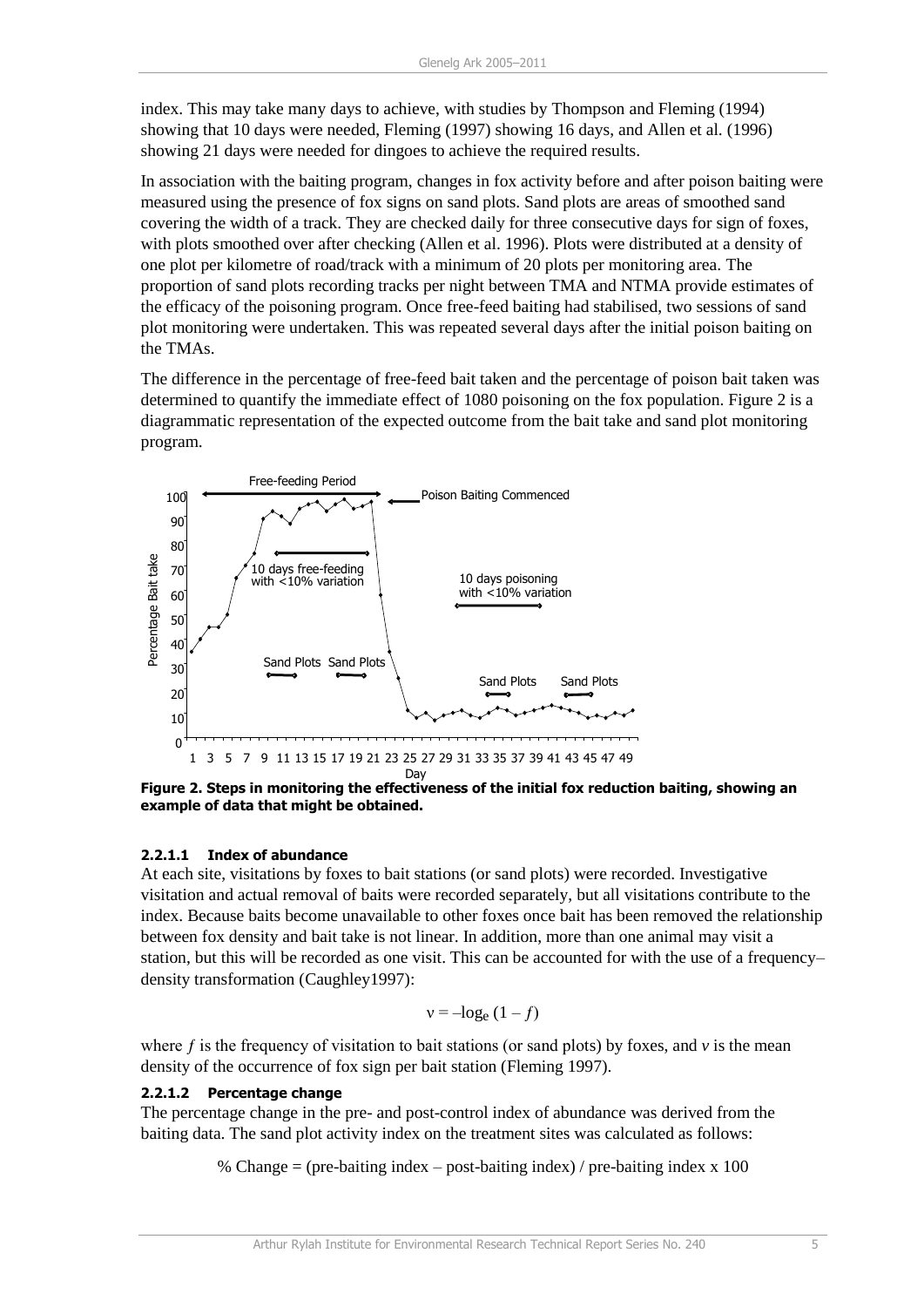index. This may take many days to achieve, with studies by Thompson and Fleming (1994) showing that 10 days were needed, Fleming (1997) showing 16 days, and Allen et al. (1996) showing 21 days were needed for dingoes to achieve the required results.

In association with the baiting program, changes in fox activity before and after poison baiting were measured using the presence of fox signs on sand plots. Sand plots are areas of smoothed sand covering the width of a track. They are checked daily for three consecutive days for sign of foxes, with plots smoothed over after checking (Allen et al. 1996). Plots were distributed at a density of one plot per kilometre of road/track with a minimum of 20 plots per monitoring area. The proportion of sand plots recording tracks per night between TMA and NTMA provide estimates of the efficacy of the poisoning program. Once free-feed baiting had stabilised, two sessions of sand plot monitoring were undertaken. This was repeated several days after the initial poison baiting on the TMAs.

The difference in the percentage of free-feed bait taken and the percentage of poison bait taken was determined to quantify the immediate effect of 1080 poisoning on the fox population. Figure 2 is a diagrammatic representation of the expected outcome from the bait take and sand plot monitoring program.

**Figure 2. Steps in monitoring the effectiveness of the initial fox reduction baiting, showing an example of data that might be obtained.**

#### 2.2.1.1 Index of abundance

At each site, visitations by foxes to bait stations (or sand plots) were recorded. Investigative visitation and actual removal of baits were recorded separately, but all visitations contribute to the index. Because baits become unavailable to other foxes once bait has been removed the relationship between fox density and bait take is not linear. In addition, more than one animal may visit a station, but this will be recorded as one visit. This can be accounted for with the use of a frequency–density transformation (Caughley1997):

$$v = -\log_e (1 - f)$$

where $f$ is the frequency of visitation to bait stations (or sand plots) by foxes, and $v$ is the mean density of the occurrence of fox sign per bait station (Fleming 1997).

#### 2.2.1.2 Percentage change

The percentage change in the pre- and post-control index of abundance was derived from the baiting data. The sand plot activity index on the treatment sites was calculated as follows:

% Change = (pre-baiting index – post-baiting index) / pre-baiting index x 100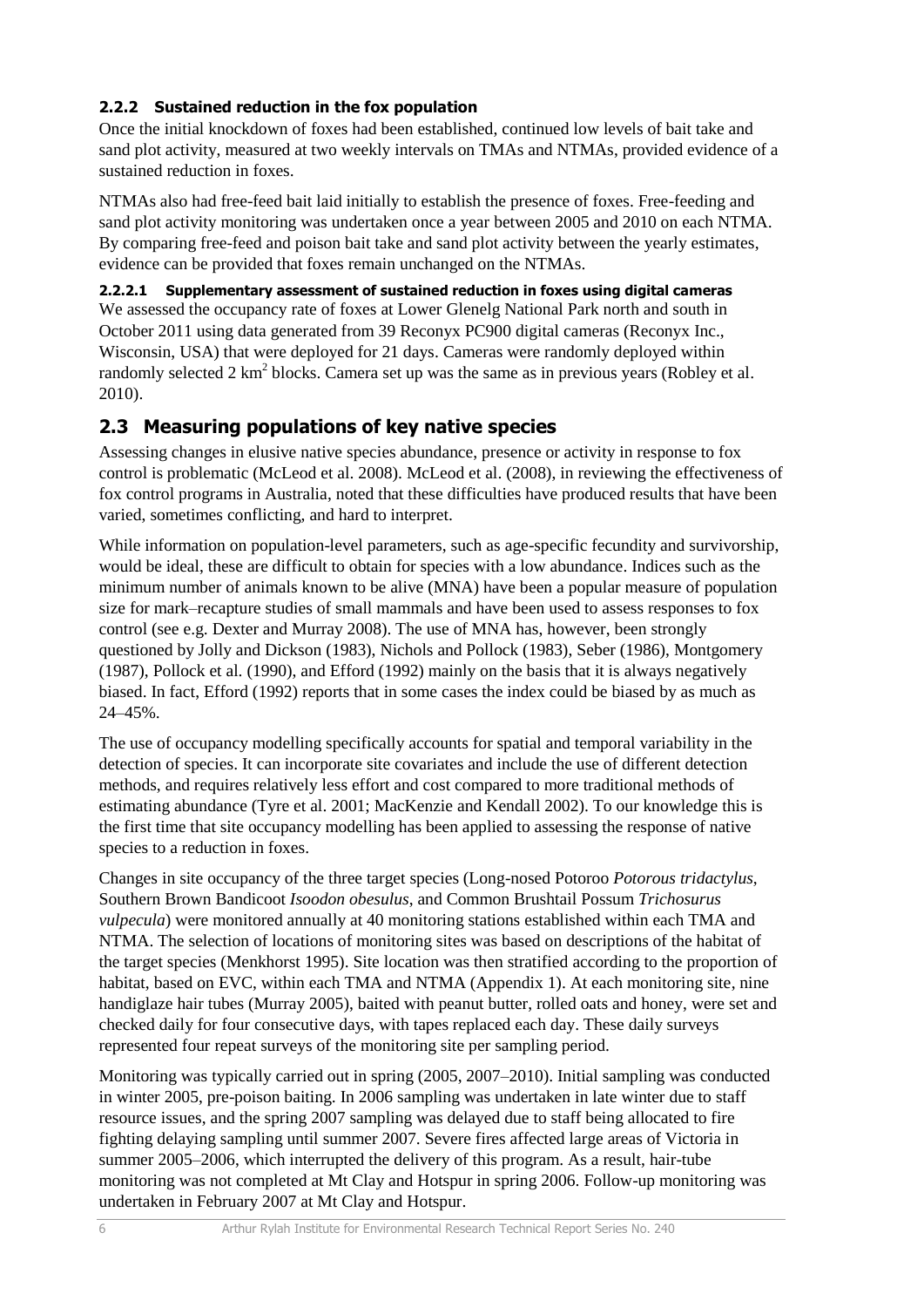### 2.2.2 Sustained reduction in the fox population

Once the initial knockdown of foxes had been established, continued low levels of bait take and sand plot activity, measured at two weekly intervals on TMAs and NTMAs, provided evidence of a sustained reduction in foxes.

NTMAs also had free-feed bait laid initially to establish the presence of foxes. Free-feeding and sand plot activity monitoring was undertaken once a year between 2005 and 2010 on each NTMA. By comparing free-feed and poison bait take and sand plot activity between the yearly estimates, evidence can be provided that foxes remain unchanged on the NTMAs.

#### 2.2.2.1 Supplementary assessment of sustained reduction in foxes using digital cameras

We assessed the occupancy rate of foxes at Lower Glenelg National Park north and south in October 2011 using data generated from 39 Reconyx PC900 digital cameras (Reconyx Inc., Wisconsin, USA) that were deployed for 21 days. Cameras were randomly deployed within randomly selected 2 km$^2$ blocks. Camera set up was the same as in previous years (Robley et al. 2010).

## 2.3 Measuring populations of key native species

Assessing changes in elusive native species abundance, presence or activity in response to fox control is problematic (McLeod et al. 2008). McLeod et al. (2008), in reviewing the effectiveness of fox control programs in Australia, noted that these difficulties have produced results that have been varied, sometimes conflicting, and hard to interpret.

While information on population-level parameters, such as age-specific fecundity and survivorship, would be ideal, these are difficult to obtain for species with a low abundance. Indices such as the minimum number of animals known to be alive (MNA) have been a popular measure of population size for mark–recapture studies of small mammals and have been used to assess responses to fox control (see e.g. Dexter and Murray 2008). The use of MNA has, however, been strongly questioned by Jolly and Dickson (1983), Nichols and Pollock (1983), Seber (1986), Montgomery (1987), Pollock et al. (1990), and Efford (1992) mainly on the basis that it is always negatively biased. In fact, Efford (1992) reports that in some cases the index could be biased by as much as 24–45%.

The use of occupancy modelling specifically accounts for spatial and temporal variability in the detection of species. It can incorporate site covariates and include the use of different detection methods, and requires relatively less effort and cost compared to more traditional methods of estimating abundance (Tyre et al. 2001; MacKenzie and Kendall 2002). To our knowledge this is the first time that site occupancy modelling has been applied to assessing the response of native species to a reduction in foxes.

Changes in site occupancy of the three target species (Long-nosed Potoroo *Potorous tridactylus*, Southern Brown Bandicoot *Isoodon obesulus*, and Common Brushtail Possum *Trichosurus vulpecula*) were monitored annually at 40 monitoring stations established within each TMA and NTMA. The selection of locations of monitoring sites was based on descriptions of the habitat of the target species (Menkhorst 1995). Site location was then stratified according to the proportion of habitat, based on EVC, within each TMA and NTMA (Appendix 1). At each monitoring site, nine handiglaze hair tubes (Murray 2005), baited with peanut butter, rolled oats and honey, were set and checked daily for four consecutive days, with tapes replaced each day. These daily surveys represented four repeat surveys of the monitoring site per sampling period.

Monitoring was typically carried out in spring (2005, 2007–2010). Initial sampling was conducted in winter 2005, pre-poison baiting. In 2006 sampling was undertaken in late winter due to staff resource issues, and the spring 2007 sampling was delayed due to staff being allocated to fire fighting delaying sampling until summer 2007. Severe fires affected large areas of Victoria in summer 2005–2006, which interrupted the delivery of this program. As a result, hair-tube monitoring was not completed at Mt Clay and Hotspur in spring 2006. Follow-up monitoring was undertaken in February 2007 at Mt Clay and Hotspur.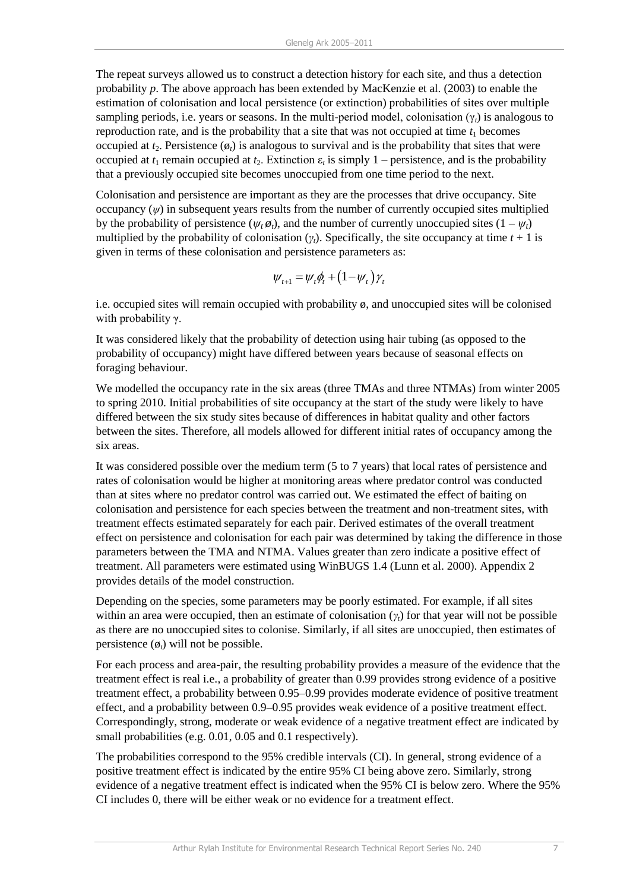The repeat surveys allowed us to construct a detection history for each site, and thus a detection probability $p$. The above approach has been extended by MacKenzie et al. (2003) to enable the estimation of colonisation and local persistence (or extinction) probabilities of sites over multiple sampling periods, i.e. years or seasons. In the multi-period model, colonisation ($\gamma_t$) is analogous to reproduction rate, and is the probability that a site that was not occupied at time $t_1$ becomes occupied at $t_2$. Persistence ($ø_t$) is analogous to survival and is the probability that sites that were occupied at $t_1$ remain occupied at $t_2$. Extinction $\varepsilon_t$ is simply 1 – persistence, and is the probability that a previously occupied site becomes unoccupied from one time period to the next.

Colonisation and persistence are important as they are the processes that drive occupancy. Site occupancy ($\psi$) in subsequent years results from the number of currently occupied sites multiplied by the probability of persistence ($\psi_t ø_t$), and the number of currently unoccupied sites ($1 - \psi_t$) multiplied by the probability of colonisation ($\gamma_t$). Specifically, the site occupancy at time $t + 1$ is given in terms of these colonisation and persistence parameters as:

$$\psi_{t+1} = \psi_t \phi_t + (1 - \psi_t)\gamma_t$$

i.e. occupied sites will remain occupied with probability ø, and unoccupied sites will be colonised with probability γ.

It was considered likely that the probability of detection using hair tubing (as opposed to the probability of occupancy) might have differed between years because of seasonal effects on foraging behaviour.

We modelled the occupancy rate in the six areas (three TMAs and three NTMAs) from winter 2005 to spring 2010. Initial probabilities of site occupancy at the start of the study were likely to have differed between the six study sites because of differences in habitat quality and other factors between the sites. Therefore, all models allowed for different initial rates of occupancy among the six areas.

It was considered possible over the medium term (5 to 7 years) that local rates of persistence and rates of colonisation would be higher at monitoring areas where predator control was conducted than at sites where no predator control was carried out. We estimated the effect of baiting on colonisation and persistence for each species between the treatment and non-treatment sites, with treatment effects estimated separately for each pair. Derived estimates of the overall treatment effect on persistence and colonisation for each pair was determined by taking the difference in those parameters between the TMA and NTMA. Values greater than zero indicate a positive effect of treatment. All parameters were estimated using WinBUGS 1.4 (Lunn et al. 2000). Appendix 2 provides details of the model construction.

Depending on the species, some parameters may be poorly estimated. For example, if all sites within an area were occupied, then an estimate of colonisation ($\gamma_t$) for that year will not be possible as there are no unoccupied sites to colonise. Similarly, if all sites are unoccupied, then estimates of persistence ($ø_t$) will not be possible.

For each process and area-pair, the resulting probability provides a measure of the evidence that the treatment effect is real i.e., a probability of greater than 0.99 provides strong evidence of a positive treatment effect, a probability between 0.95–0.99 provides moderate evidence of positive treatment effect, and a probability between 0.9–0.95 provides weak evidence of a positive treatment effect. Correspondingly, strong, moderate or weak evidence of a negative treatment effect are indicated by small probabilities (e.g. 0.01, 0.05 and 0.1 respectively).

The probabilities correspond to the 95% credible intervals (CI). In general, strong evidence of a positive treatment effect is indicated by the entire 95% CI being above zero. Similarly, strong evidence of a negative treatment effect is indicated when the 95% CI is below zero. Where the 95% CI includes 0, there will be either weak or no evidence for a treatment effect.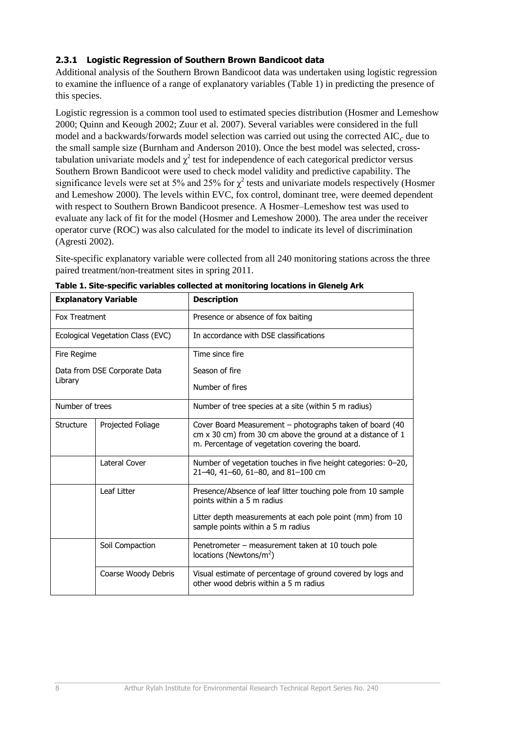### 2.3.1 Logistic Regression of Southern Brown Bandicoot data

Additional analysis of the Southern Brown Bandicoot data was undertaken using logistic regression to examine the influence of a range of explanatory variables (Table 1) in predicting the presence of this species.

Logistic regression is a common tool used to estimated species distribution (Hosmer and Lemeshow 2000; Quinn and Keough 2002; Zuur et al. 2007). Several variables were considered in the full model and a backwards/forwards model selection was carried out using the corrected $AIC_c$ due to the small sample size (Burnham and Anderson 2010). Once the best model was selected, cross-tabulation univariate models and $\chi^2$ test for independence of each categorical predictor versus Southern Brown Bandicoot were used to check model validity and predictive capability. The significance levels were set at 5% and 25% for $\chi^2$ tests and univariate models respectively (Hosmer and Lemeshow 2000). The levels within EVC, fox control, dominant tree, were deemed dependent with respect to Southern Brown Bandicoot presence. A Hosmer–Lemeshow test was used to evaluate any lack of fit for the model (Hosmer and Lemeshow 2000). The area under the receiver operator curve (ROC) was also calculated for the model to indicate its level of discrimination (Agresti 2002).

Site-specific explanatory variable were collected from all 240 monitoring stations across the three paired treatment/non-treatment sites in spring 2011.

**Table 1. Site-specific variables collected at monitoring locations in Glenelg Ark**

| Explanatory Variable | | Description |
|---|---|---|
| Fox Treatment | | Presence or absence of fox baiting |
| Ecological Vegetation Class (EVC) | | In accordance with DSE classifications |
| Fire Regime<br>Data from DSE Corporate Data Library | | Time since fire<br>Season of fire<br>Number of fires |
| Number of trees | | Number of tree species at a site (within 5 m radius) |
| Structure | Projected Foliage | Cover Board Measurement – photographs taken of board (40 cm x 30 cm) from 30 cm above the ground at a distance of 1 m. Percentage of vegetation covering the board. |
| | Lateral Cover | Number of vegetation touches in five height categories: 0–20, 21–40, 41–60, 61–80, and 81–100 cm |
| | Leaf Litter | Presence/Absence of leaf litter touching pole from 10 sample points within a 5 m radius<br>Litter depth measurements at each pole point (mm) from 10 sample points within a 5 m radius |
| | Soil Compaction | Penetrometer – measurement taken at 10 touch pole locations (Newtons/m$^2$) |
| | Coarse Woody Debris | Visual estimate of percentage of ground covered by logs and other wood debris within a 5 m radius |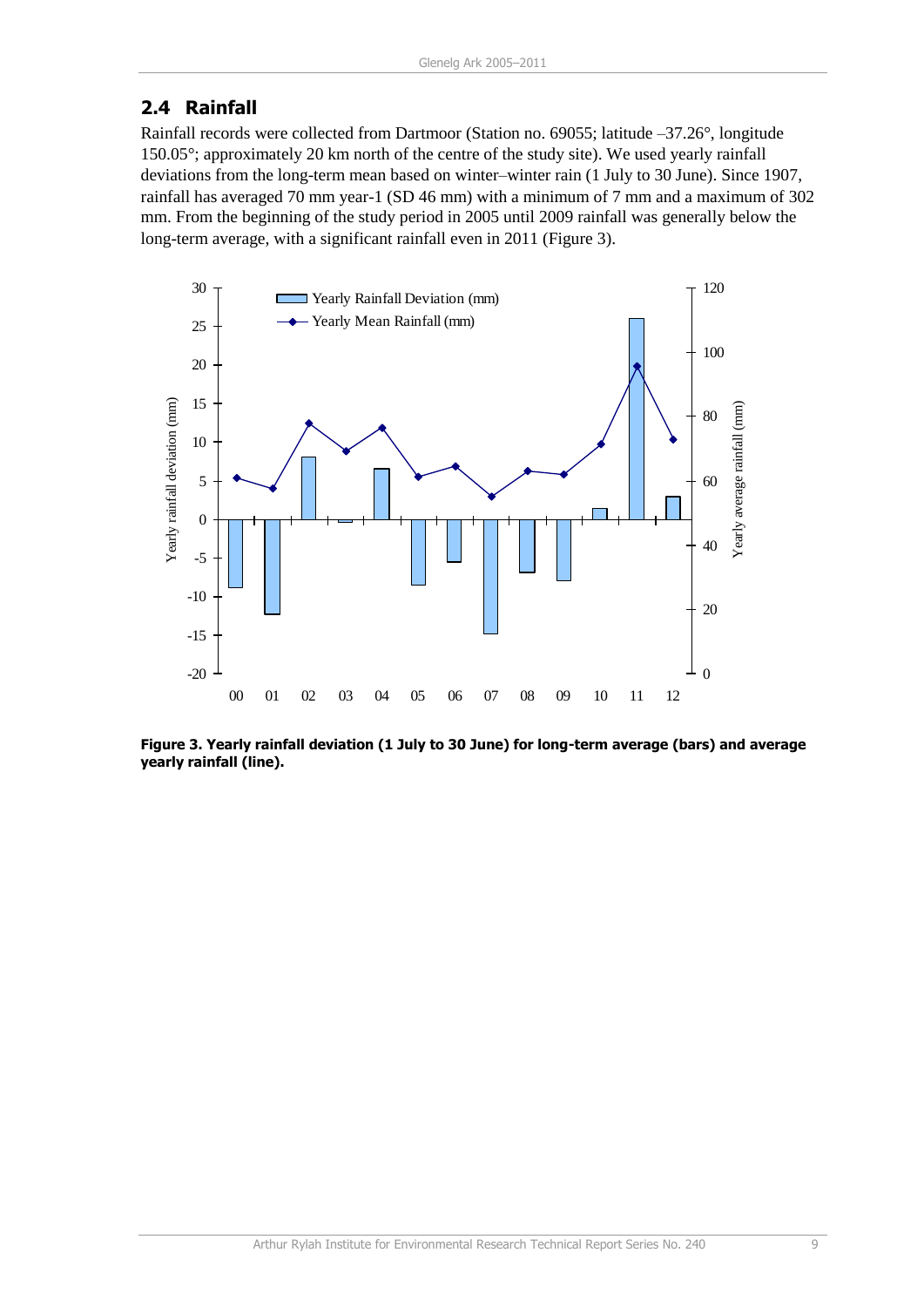## 2.4 Rainfall

Rainfall records were collected from Dartmoor (Station no. 69055; latitude –37.26°, longitude 150.05°; approximately 20 km north of the centre of the study site). We used yearly rainfall deviations from the long-term mean based on winter–winter rain (1 July to 30 June). Since 1907, rainfall has averaged 70 mm year-1 (SD 46 mm) with a minimum of 7 mm and a maximum of 302 mm. From the beginning of the study period in 2005 until 2009 rainfall was generally below the long-term average, with a significant rainfall even in 2011 (Figure 3).

**Figure 3. Yearly rainfall deviation (1 July to 30 June) for long-term average (bars) and average yearly rainfall (line).**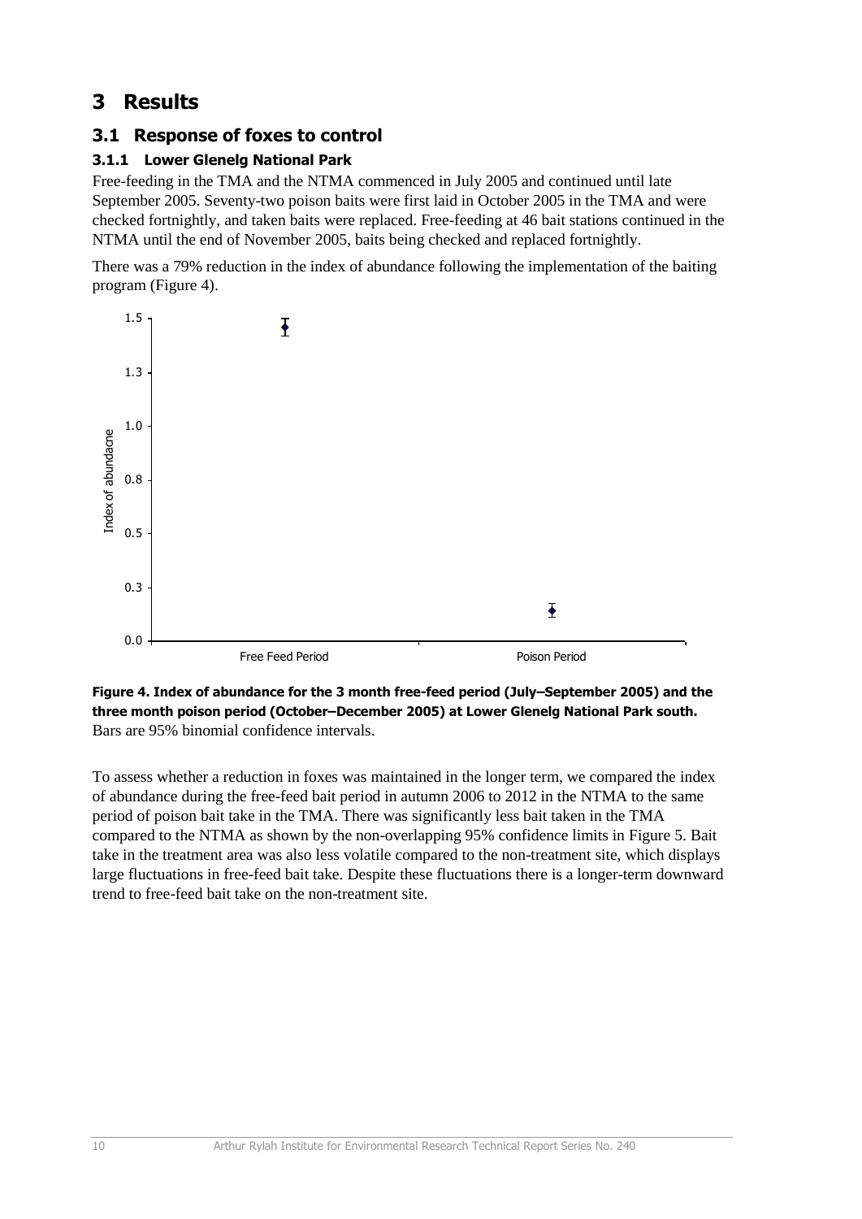# 3 Results

## 3.1 Response of foxes to control

### 3.1.1 Lower Glenelg National Park

Free-feeding in the TMA and the NTMA commenced in July 2005 and continued until late September 2005. Seventy-two poison baits were first laid in October 2005 in the TMA and were checked fortnightly, and taken baits were replaced. Free-feeding at 46 bait stations continued in the NTMA until the end of November 2005, baits being checked and replaced fortnightly.

There was a 79% reduction in the index of abundance following the implementation of the baiting program (Figure 4).

**Figure 4. Index of abundance for the 3 month free-feed period (July–September 2005) and the three month poison period (October–December 2005) at Lower Glenelg National Park south.** Bars are 95% binomial confidence intervals.

To assess whether a reduction in foxes was maintained in the longer term, we compared the index of abundance during the free-feed bait period in autumn 2006 to 2012 in the NTMA to the same period of poison bait take in the TMA. There was significantly less bait taken in the TMA compared to the NTMA as shown by the non-overlapping 95% confidence limits in Figure 5. Bait take in the treatment area was also less volatile compared to the non-treatment site, which displays large fluctuations in free-feed bait take. Despite these fluctuations there is a longer-term downward trend to free-feed bait take on the non-treatment site.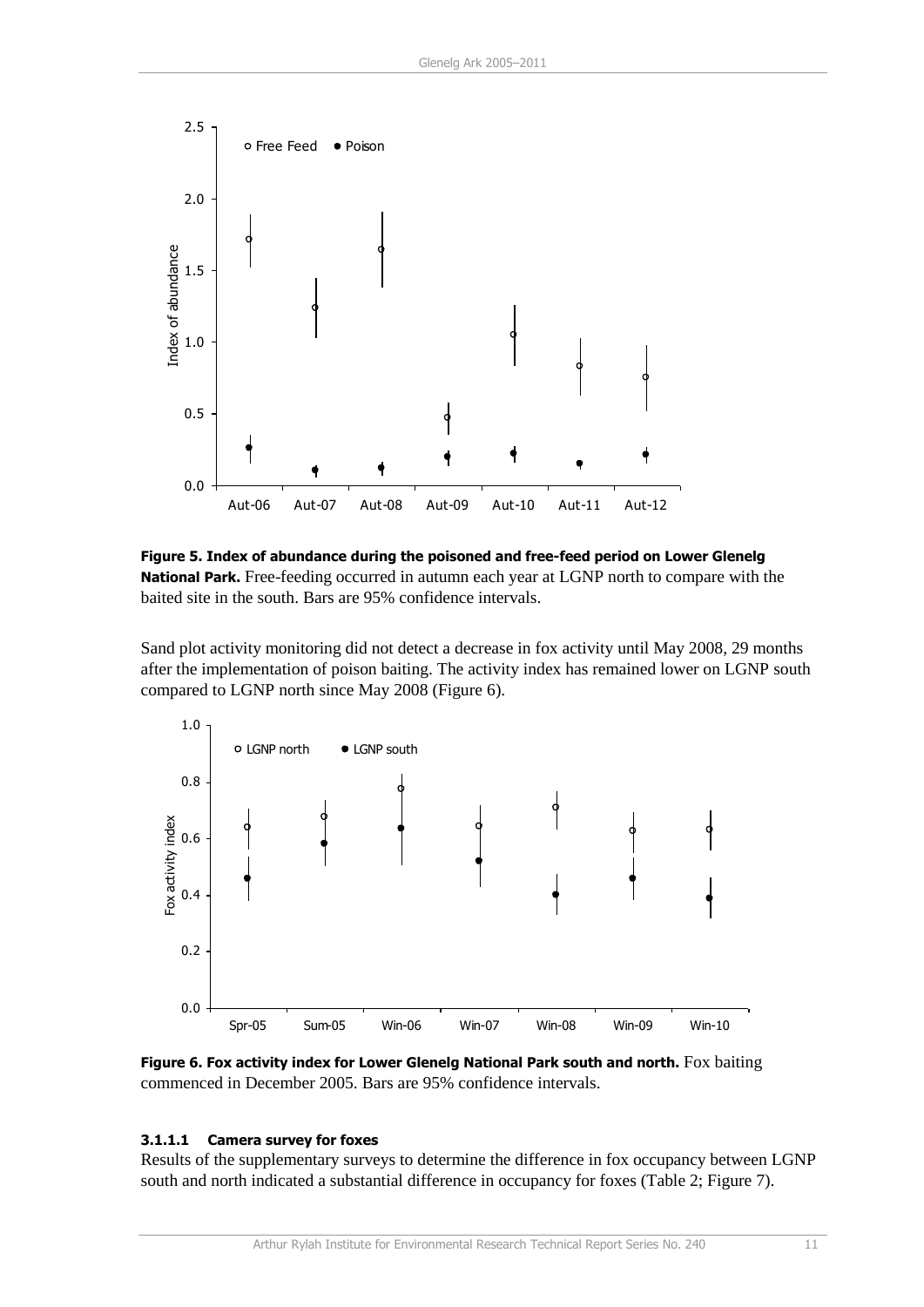**Figure 5. Index of abundance during the poisoned and free-feed period on Lower Glenelg National Park.** Free-feeding occurred in autumn each year at LGNP north to compare with the baited site in the south. Bars are 95% confidence intervals.

Sand plot activity monitoring did not detect a decrease in fox activity until May 2008, 29 months after the implementation of poison baiting. The activity index has remained lower on LGNP south compared to LGNP north since May 2008 (Figure 6).

**Figure 6. Fox activity index for Lower Glenelg National Park south and north.** Fox baiting commenced in December 2005. Bars are 95% confidence intervals.

#### 3.1.1.1 Camera survey for foxes

Results of the supplementary surveys to determine the difference in fox occupancy between LGNP south and north indicated a substantial difference in occupancy for foxes (Table 2; Figure 7).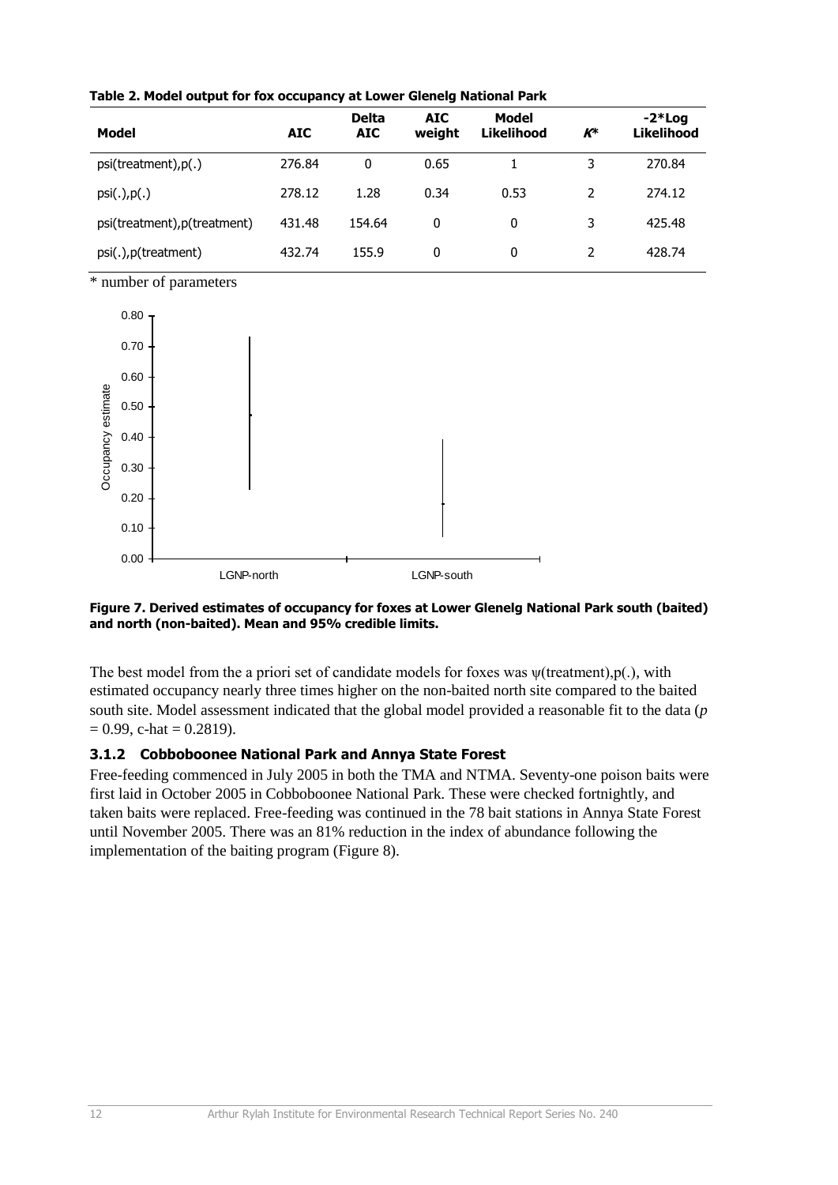**Table 2. Model output for fox occupancy at Lower Glenelg National Park**

| Model | AIC | Delta AIC | AIC weight | Model Likelihood | *K** | -2*Log Likelihood |
|---|---|---|---|---|---|---|
| psi(treatment),p(.) | 276.84 | 0 | 0.65 | 1 | 3 | 270.84 |
| psi(.),p(.) | 278.12 | 1.28 | 0.34 | 0.53 | 2 | 274.12 |
| psi(treatment),p(treatment) | 431.48 | 154.64 | 0 | 0 | 3 | 425.48 |
| psi(.),p(treatment) | 432.74 | 155.9 | 0 | 0 | 2 | 428.74 |

\* number of parameters

**Figure 7. Derived estimates of occupancy for foxes at Lower Glenelg National Park south (baited) and north (non-baited). Mean and 95% credible limits.**

The best model from the a priori set of candidate models for foxes was ψ(treatment),p(.), with estimated occupancy nearly three times higher on the non-baited north site compared to the baited south site. Model assessment indicated that the global model provided a reasonable fit to the data ($p = 0.99$, c-hat = 0.2819).

### 3.1.2 Cobboboonee National Park and Annya State Forest

Free-feeding commenced in July 2005 in both the TMA and NTMA. Seventy-one poison baits were first laid in October 2005 in Cobboboonee National Park. These were checked fortnightly, and taken baits were replaced. Free-feeding was continued in the 78 bait stations in Annya State Forest until November 2005. There was an 81% reduction in the index of abundance following the implementation of the baiting program (Figure 8).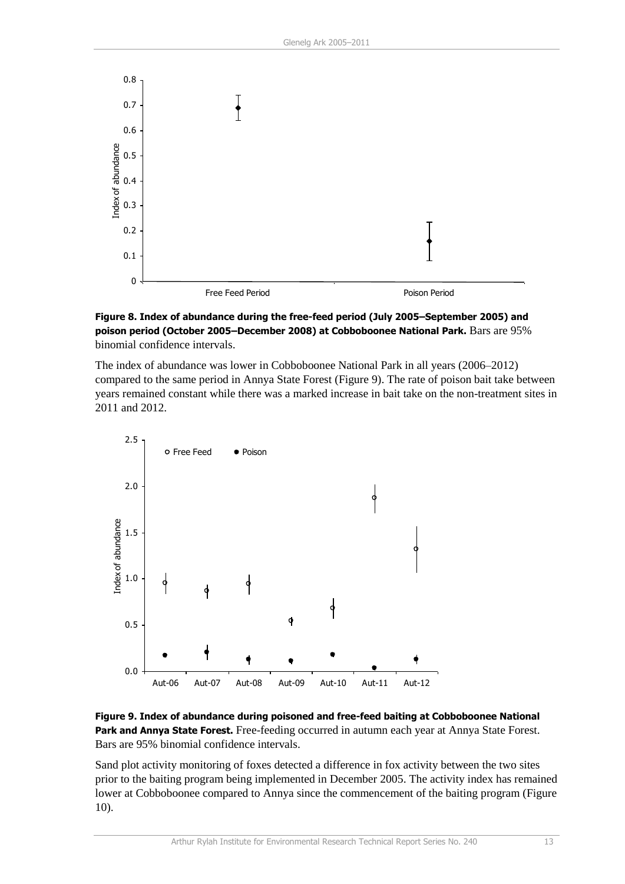**Figure 8. Index of abundance during the free-feed period (July 2005–September 2005) and poison period (October 2005–December 2008) at Cobboboonee National Park.** Bars are 95% binomial confidence intervals.

The index of abundance was lower in Cobboboonee National Park in all years (2006–2012) compared to the same period in Annya State Forest (Figure 9). The rate of poison bait take between years remained constant while there was a marked increase in bait take on the non-treatment sites in 2011 and 2012.

**Figure 9. Index of abundance during poisoned and free-feed baiting at Cobboboonee National Park and Annya State Forest.** Free-feeding occurred in autumn each year at Annya State Forest. Bars are 95% binomial confidence intervals.

Sand plot activity monitoring of foxes detected a difference in fox activity between the two sites prior to the baiting program being implemented in December 2005. The activity index has remained lower at Cobboboonee compared to Annya since the commencement of the baiting program (Figure 10).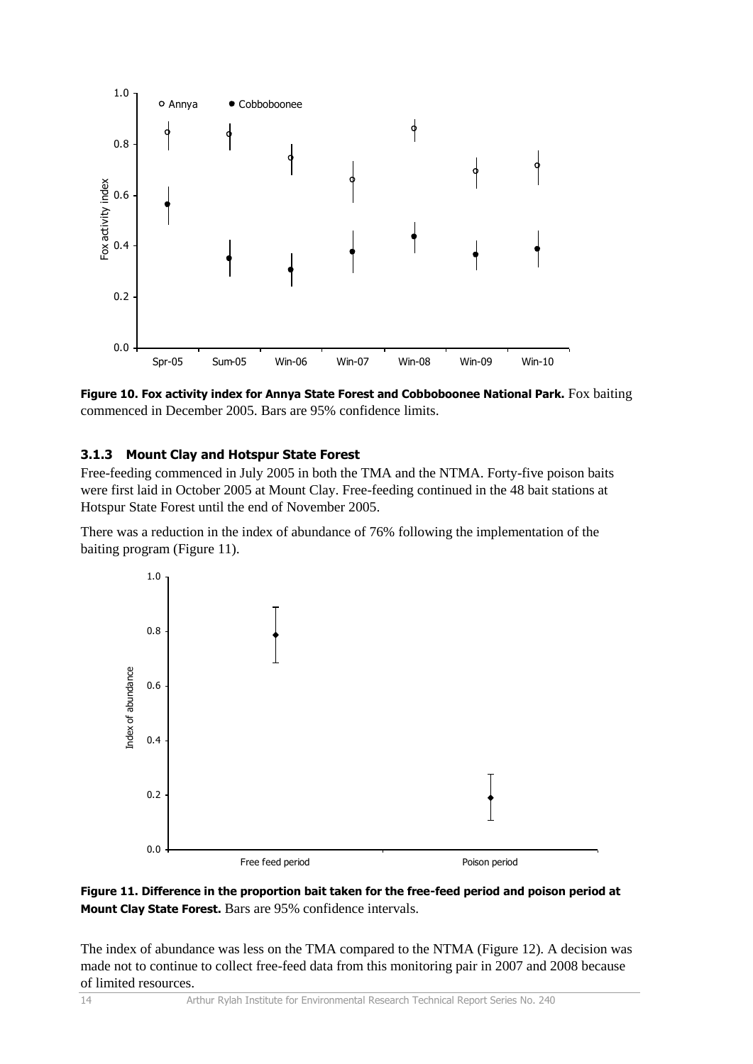**Figure 10. Fox activity index for Annya State Forest and Cobboboonee National Park.** Fox baiting commenced in December 2005. Bars are 95% confidence limits.

### 3.1.3 Mount Clay and Hotspur State Forest

Free-feeding commenced in July 2005 in both the TMA and the NTMA. Forty-five poison baits were first laid in October 2005 at Mount Clay. Free-feeding continued in the 48 bait stations at Hotspur State Forest until the end of November 2005.

There was a reduction in the index of abundance of 76% following the implementation of the baiting program (Figure 11).

**Figure 11. Difference in the proportion bait taken for the free-feed period and poison period at Mount Clay State Forest.** Bars are 95% confidence intervals.

The index of abundance was less on the TMA compared to the NTMA (Figure 12). A decision was made not to continue to collect free-feed data from this monitoring pair in 2007 and 2008 because of limited resources.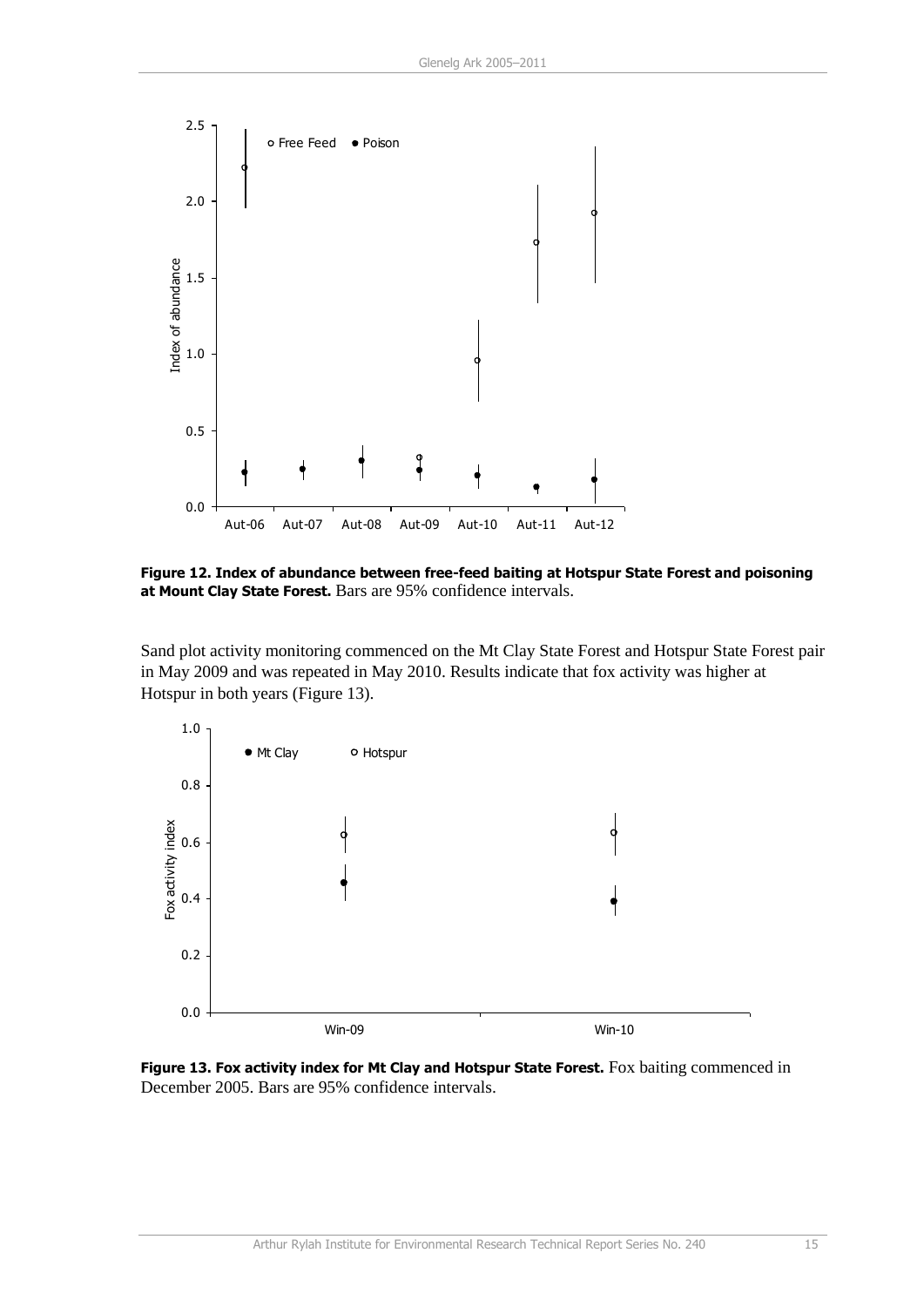**Figure 12. Index of abundance between free-feed baiting at Hotspur State Forest and poisoning at Mount Clay State Forest.** Bars are 95% confidence intervals.

Sand plot activity monitoring commenced on the Mt Clay State Forest and Hotspur State Forest pair in May 2009 and was repeated in May 2010. Results indicate that fox activity was higher at Hotspur in both years (Figure 13).

**Figure 13. Fox activity index for Mt Clay and Hotspur State Forest.** Fox baiting commenced in December 2005. Bars are 95% confidence intervals.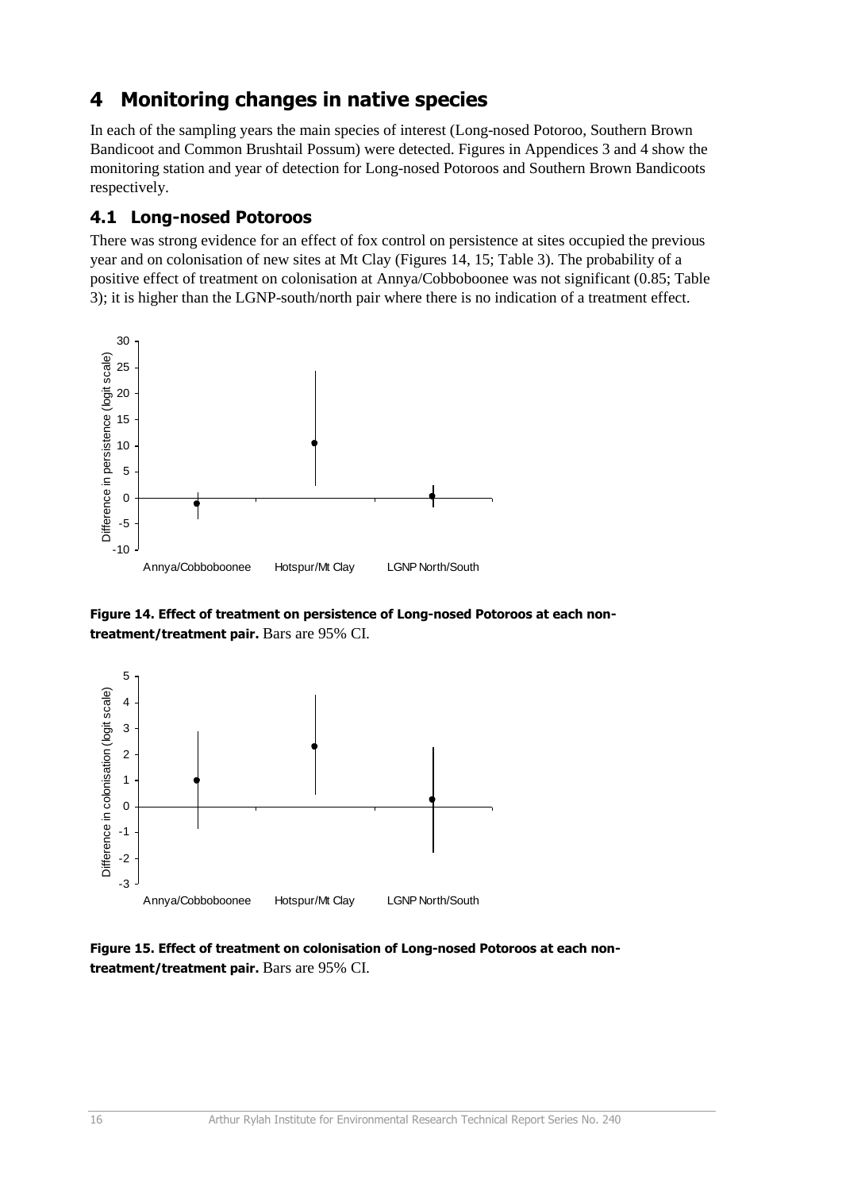# 4 Monitoring changes in native species

In each of the sampling years the main species of interest (Long-nosed Potoroo, Southern Brown Bandicoot and Common Brushtail Possum) were detected. Figures in Appendices 3 and 4 show the monitoring station and year of detection for Long-nosed Potoroos and Southern Brown Bandicoots respectively.

## 4.1 Long-nosed Potoroos

There was strong evidence for an effect of fox control on persistence at sites occupied the previous year and on colonisation of new sites at Mt Clay (Figures 14, 15; Table 3). The probability of a positive effect of treatment on colonisation at Annya/Cobboboonee was not significant (0.85; Table 3); it is higher than the LGNP-south/north pair where there is no indication of a treatment effect.

**Figure 14. Effect of treatment on persistence of Long-nosed Potoroos at each non-treatment/treatment pair.** Bars are 95% CI.

**Figure 15. Effect of treatment on colonisation of Long-nosed Potoroos at each non-treatment/treatment pair.** Bars are 95% CI.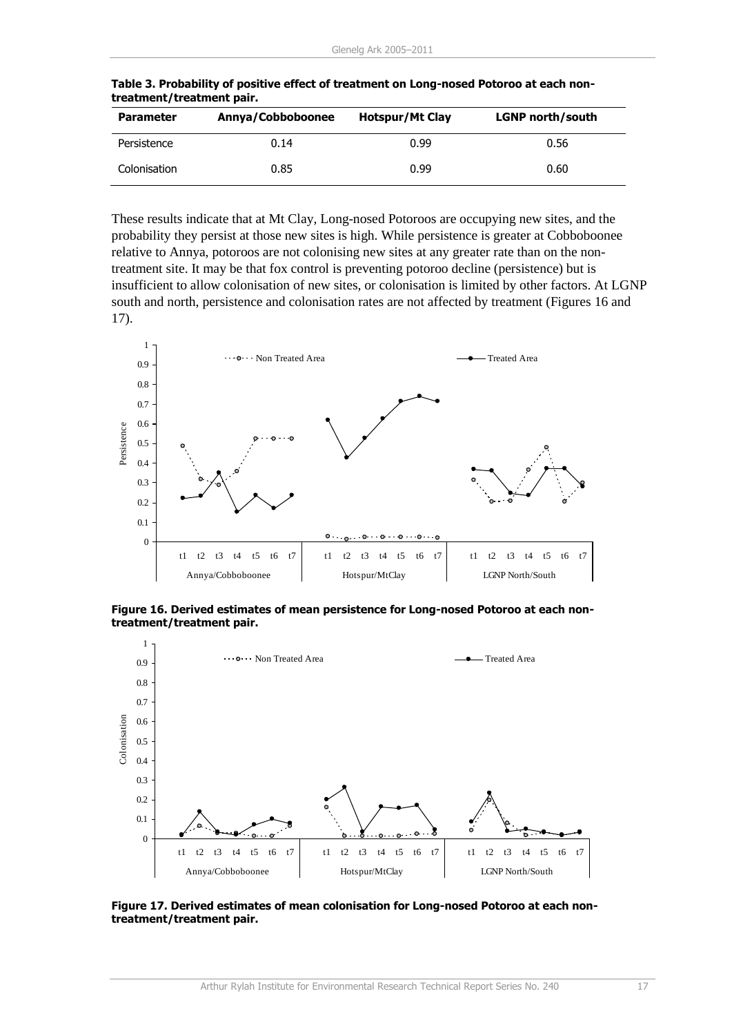**Table 3. Probability of positive effect of treatment on Long-nosed Potoroo at each non-treatment/treatment pair.**

| Parameter | Annya/Cobboboonee | Hotspur/Mt Clay | LGNP north/south |
|---|---|---|---|
| Persistence | 0.14 | 0.99 | 0.56 |
| Colonisation | 0.85 | 0.99 | 0.60 |

These results indicate that at Mt Clay, Long-nosed Potoroos are occupying new sites, and the probability they persist at those new sites is high. While persistence is greater at Cobboboonee relative to Annya, potoroos are not colonising new sites at any greater rate than on the non-treatment site. It may be that fox control is preventing potoroo decline (persistence) but is insufficient to allow colonisation of new sites, or colonisation is limited by other factors. At LGNP south and north, persistence and colonisation rates are not affected by treatment (Figures 16 and 17).

**Figure 16. Derived estimates of mean persistence for Long-nosed Potoroo at each non-treatment/treatment pair.**

**Figure 17. Derived estimates of mean colonisation for Long-nosed Potoroo at each non-treatment/treatment pair.**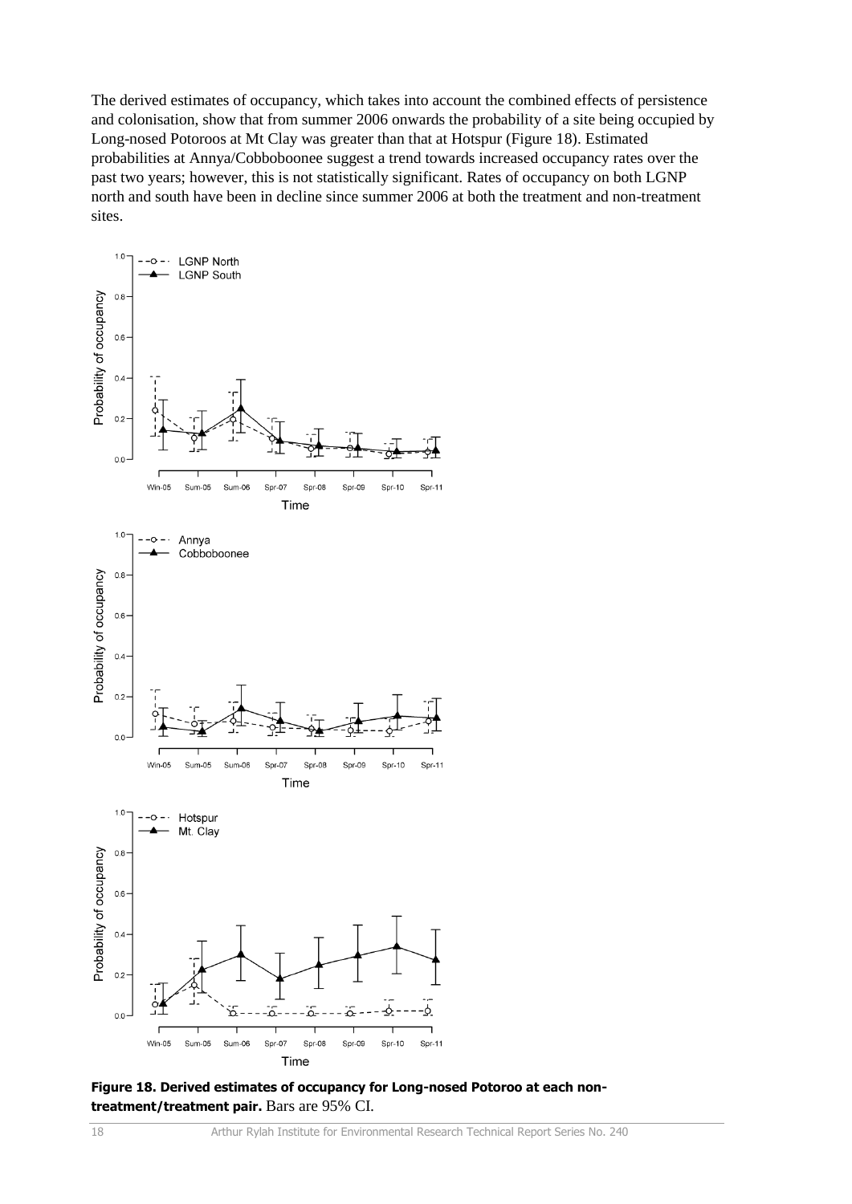The derived estimates of occupancy, which takes into account the combined effects of persistence and colonisation, show that from summer 2006 onwards the probability of a site being occupied by Long-nosed Potoroos at Mt Clay was greater than that at Hotspur (Figure 18). Estimated probabilities at Annya/Cobboboonee suggest a trend towards increased occupancy rates over the past two years; however, this is not statistically significant. Rates of occupancy on both LGNP north and south have been in decline since summer 2006 at both the treatment and non-treatment sites.

**Figure 18. Derived estimates of occupancy for Long-nosed Potoroo at each non-treatment/treatment pair.** Bars are 95% CI.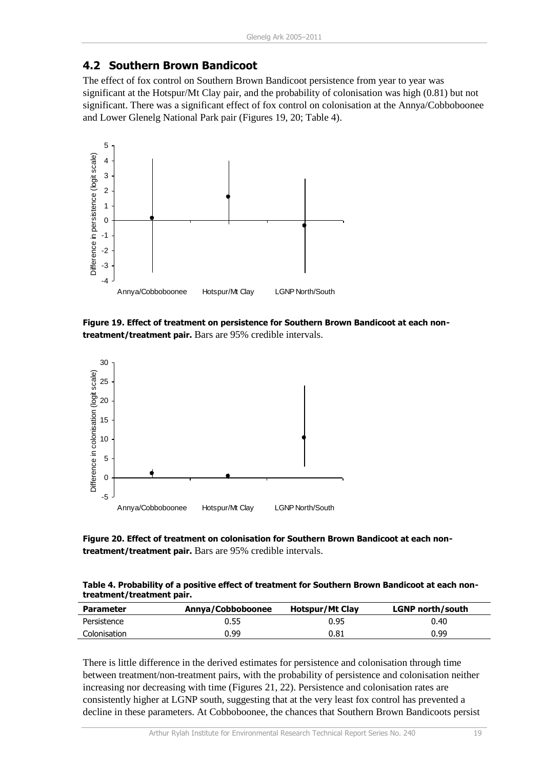## 4.2 Southern Brown Bandicoot

The effect of fox control on Southern Brown Bandicoot persistence from year to year was significant at the Hotspur/Mt Clay pair, and the probability of colonisation was high (0.81) but not significant. There was a significant effect of fox control on colonisation at the Annya/Cobboboonee and Lower Glenelg National Park pair (Figures 19, 20; Table 4).

**Figure 19. Effect of treatment on persistence for Southern Brown Bandicoot at each non-treatment/treatment pair.** Bars are 95% credible intervals.

**Figure 20. Effect of treatment on colonisation for Southern Brown Bandicoot at each non-treatment/treatment pair.** Bars are 95% credible intervals.

**Table 4. Probability of a positive effect of treatment for Southern Brown Bandicoot at each non-treatment/treatment pair.**

| Parameter | Annya/Cobboboonee | Hotspur/Mt Clay | LGNP north/south |
|---|---|---|---|
| Persistence | 0.55 | 0.95 | 0.40 |
| Colonisation | 0.99 | 0.81 | 0.99 |

There is little difference in the derived estimates for persistence and colonisation through time between treatment/non-treatment pairs, with the probability of persistence and colonisation neither increasing nor decreasing with time (Figures 21, 22). Persistence and colonisation rates are consistently higher at LGNP south, suggesting that at the very least fox control has prevented a decline in these parameters. At Cobboboonee, the chances that Southern Brown Bandicoots persist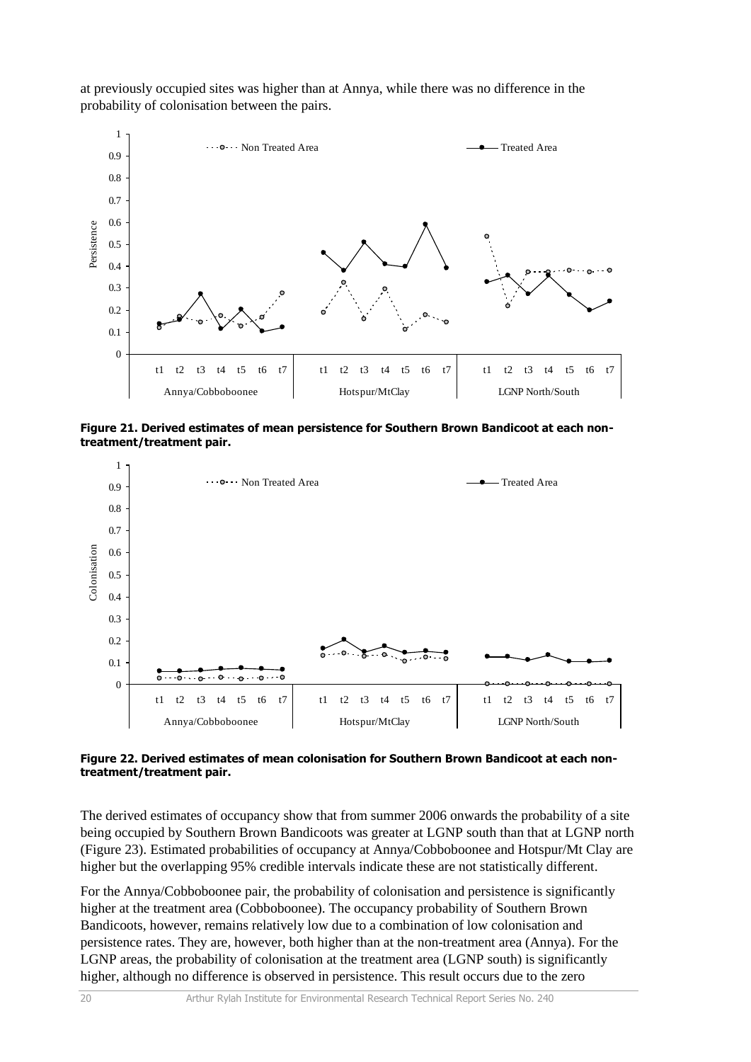at previously occupied sites was higher than at Annya, while there was no difference in the probability of colonisation between the pairs.

**Figure 21. Derived estimates of mean persistence for Southern Brown Bandicoot at each non-treatment/treatment pair.**

**Figure 22. Derived estimates of mean colonisation for Southern Brown Bandicoot at each non-treatment/treatment pair.**

The derived estimates of occupancy show that from summer 2006 onwards the probability of a site being occupied by Southern Brown Bandicoots was greater at LGNP south than that at LGNP north (Figure 23). Estimated probabilities of occupancy at Annya/Cobboboonee and Hotspur/Mt Clay are higher but the overlapping 95% credible intervals indicate these are not statistically different.

For the Annya/Cobboboonee pair, the probability of colonisation and persistence is significantly higher at the treatment area (Cobboboonee). The occupancy probability of Southern Brown Bandicoots, however, remains relatively low due to a combination of low colonisation and persistence rates. They are, however, both higher than at the non-treatment area (Annya). For the LGNP areas, the probability of colonisation at the treatment area (LGNP south) is significantly higher, although no difference is observed in persistence. This result occurs due to the zero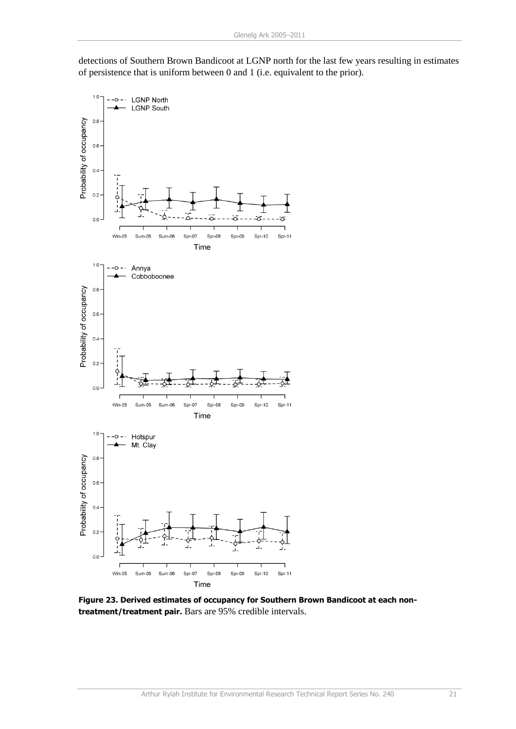detections of Southern Brown Bandicoot at LGNP north for the last few years resulting in estimates of persistence that is uniform between 0 and 1 (i.e. equivalent to the prior).

**Figure 23. Derived estimates of occupancy for Southern Brown Bandicoot at each non-treatment/treatment pair.** Bars are 95% credible intervals.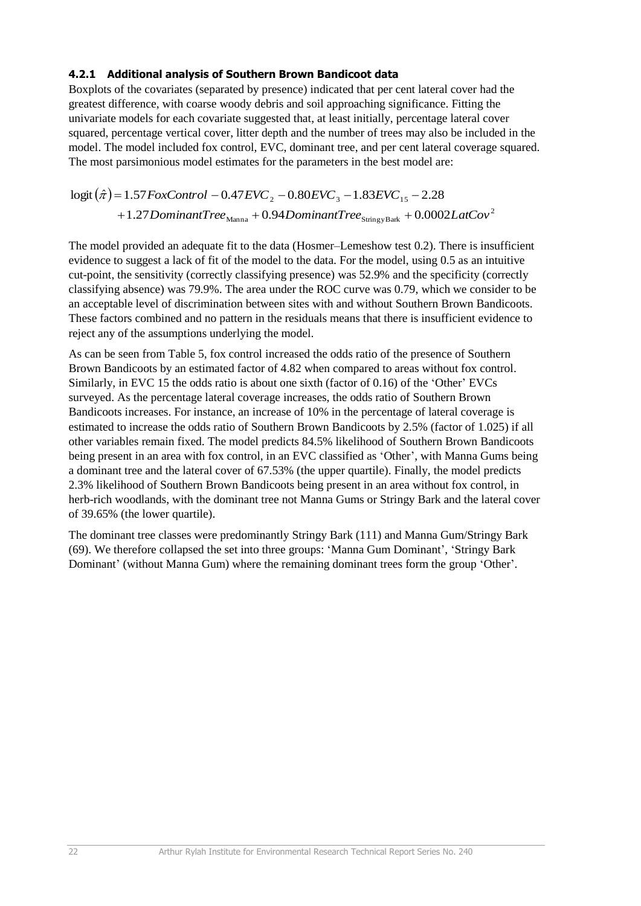#### 4.2.1 Additional analysis of Southern Brown Bandicoot data

Boxplots of the covariates (separated by presence) indicated that per cent lateral cover had the greatest difference, with coarse woody debris and soil approaching significance. Fitting the univariate models for each covariate suggested that, at least initially, percentage lateral cover squared, percentage vertical cover, litter depth and the number of trees may also be included in the model. The model included fox control, EVC, dominant tree, and per cent lateral coverage squared. The most parsimonious model estimates for the parameters in the best model are:

$$\begin{aligned}\text{logit}(\hat{\pi}) &= 1.57 FoxControl - 0.47 EVC_2 - 0.80 EVC_3 - 1.83 EVC_{15} - 2.28 \\ &+ 1.27 DominantTree_{\text{Manna}} + 0.94 DominantTree_{\text{StringyBark}} + 0.0002 LatCov^2\end{aligned}$$

The model provided an adequate fit to the data (Hosmer–Lemeshow test 0.2). There is insufficient evidence to suggest a lack of fit of the model to the data. For the model, using 0.5 as an intuitive cut-point, the sensitivity (correctly classifying presence) was 52.9% and the specificity (correctly classifying absence) was 79.9%. The area under the ROC curve was 0.79, which we consider to be an acceptable level of discrimination between sites with and without Southern Brown Bandicoots. These factors combined and no pattern in the residuals means that there is insufficient evidence to reject any of the assumptions underlying the model.

As can be seen from Table 5, fox control increased the odds ratio of the presence of Southern Brown Bandicoots by an estimated factor of 4.82 when compared to areas without fox control. Similarly, in EVC 15 the odds ratio is about one sixth (factor of 0.16) of the 'Other' EVCs surveyed. As the percentage lateral coverage increases, the odds ratio of Southern Brown Bandicoots increases. For instance, an increase of 10% in the percentage of lateral coverage is estimated to increase the odds ratio of Southern Brown Bandicoots by 2.5% (factor of 1.025) if all other variables remain fixed. The model predicts 84.5% likelihood of Southern Brown Bandicoots being present in an area with fox control, in an EVC classified as 'Other', with Manna Gums being a dominant tree and the lateral cover of 67.53% (the upper quartile). Finally, the model predicts 2.3% likelihood of Southern Brown Bandicoots being present in an area without fox control, in herb-rich woodlands, with the dominant tree not Manna Gums or Stringy Bark and the lateral cover of 39.65% (the lower quartile).

The dominant tree classes were predominantly Stringy Bark (111) and Manna Gum/Stringy Bark (69). We therefore collapsed the set into three groups: 'Manna Gum Dominant', 'Stringy Bark Dominant' (without Manna Gum) where the remaining dominant trees form the group 'Other'.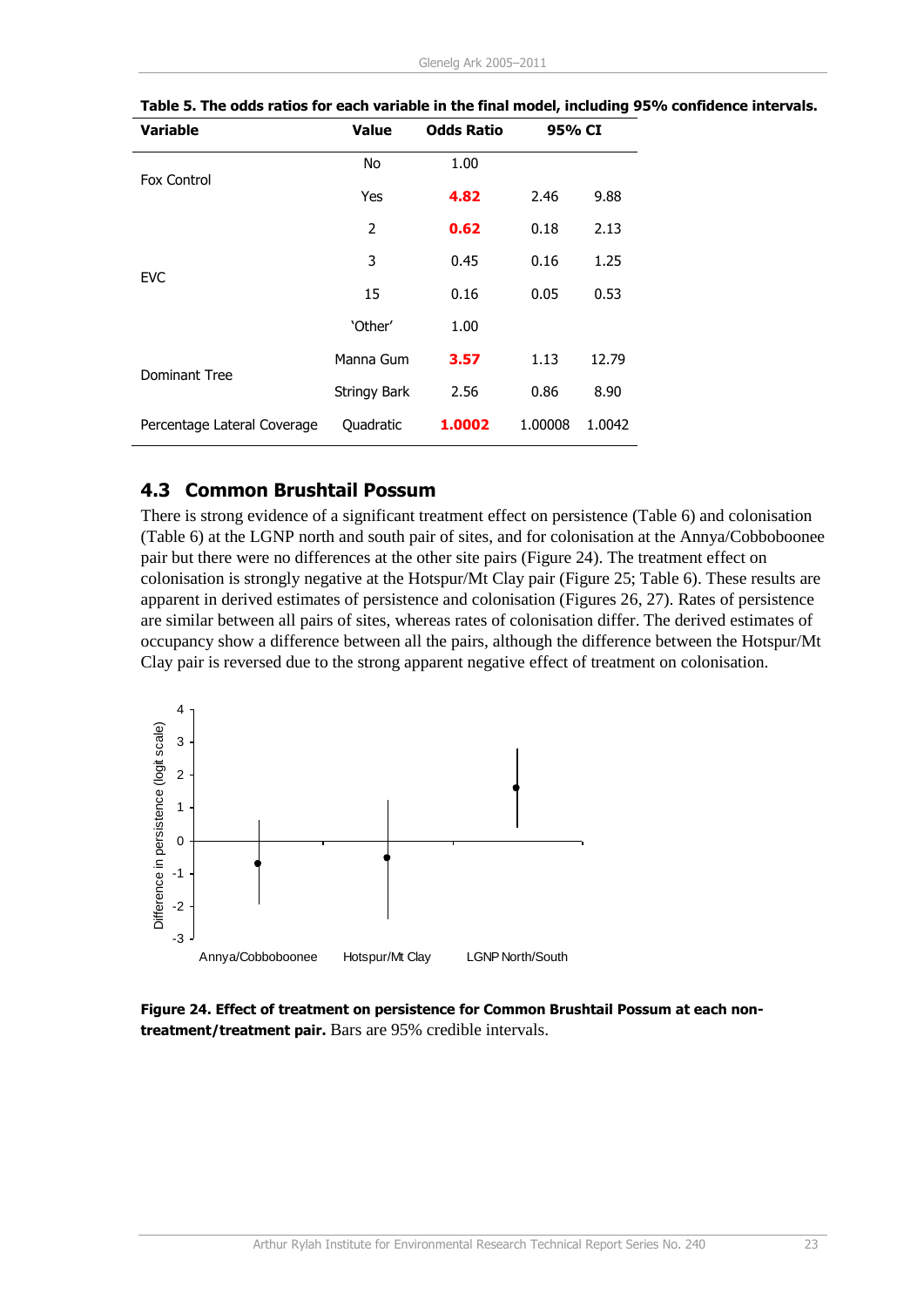**Table 5. The odds ratios for each variable in the final model, including 95% confidence intervals.**

| Variable | Value | Odds Ratio | 95% CI | |
|---|---|---|---|---|
| Fox Control | No | 1.00 | | |
| | Yes | **4.82** | 2.46 | 9.88 |
| EVC | 2 | **0.62** | 0.18 | 2.13 |
| | 3 | 0.45 | 0.16 | 1.25 |
| | 15 | 0.16 | 0.05 | 0.53 |
| | 'Other' | 1.00 | | |
| Dominant Tree | Manna Gum | **3.57** | 1.13 | 12.79 |
| | Stringy Bark | 2.56 | 0.86 | 8.90 |
| Percentage Lateral Coverage | Quadratic | **1.0002** | 1.00008 | 1.0042 |

## 4.3 Common Brushtail Possum

There is strong evidence of a significant treatment effect on persistence (Table 6) and colonisation (Table 6) at the LGNP north and south pair of sites, and for colonisation at the Annya/Cobboboonee pair but there were no differences at the other site pairs (Figure 24). The treatment effect on colonisation is strongly negative at the Hotspur/Mt Clay pair (Figure 25; Table 6). These results are apparent in derived estimates of persistence and colonisation (Figures 26, 27). Rates of persistence are similar between all pairs of sites, whereas rates of colonisation differ. The derived estimates of occupancy show a difference between all the pairs, although the difference between the Hotspur/Mt Clay pair is reversed due to the strong apparent negative effect of treatment on colonisation.

**Figure 24. Effect of treatment on persistence for Common Brushtail Possum at each non-treatment/treatment pair.** Bars are 95% credible intervals.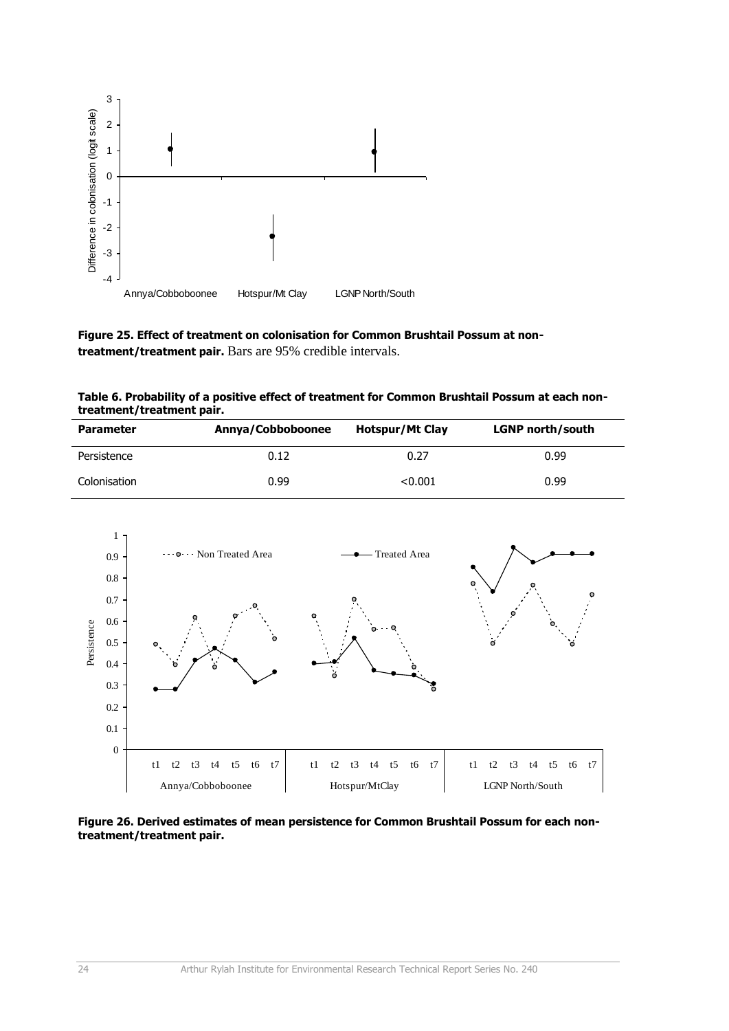**Figure 25. Effect of treatment on colonisation for Common Brushtail Possum at non-treatment/treatment pair.** Bars are 95% credible intervals.

**Table 6. Probability of a positive effect of treatment for Common Brushtail Possum at each non-treatment/treatment pair.**

| Parameter | Annya/Cobboboonee | Hotspur/Mt Clay | LGNP north/south |
|---|---|---|---|
| Persistence | 0.12 | 0.27 | 0.99 |
| Colonisation | 0.99 | <0.001 | 0.99 |

**Figure 26. Derived estimates of mean persistence for Common Brushtail Possum for each non-treatment/treatment pair.**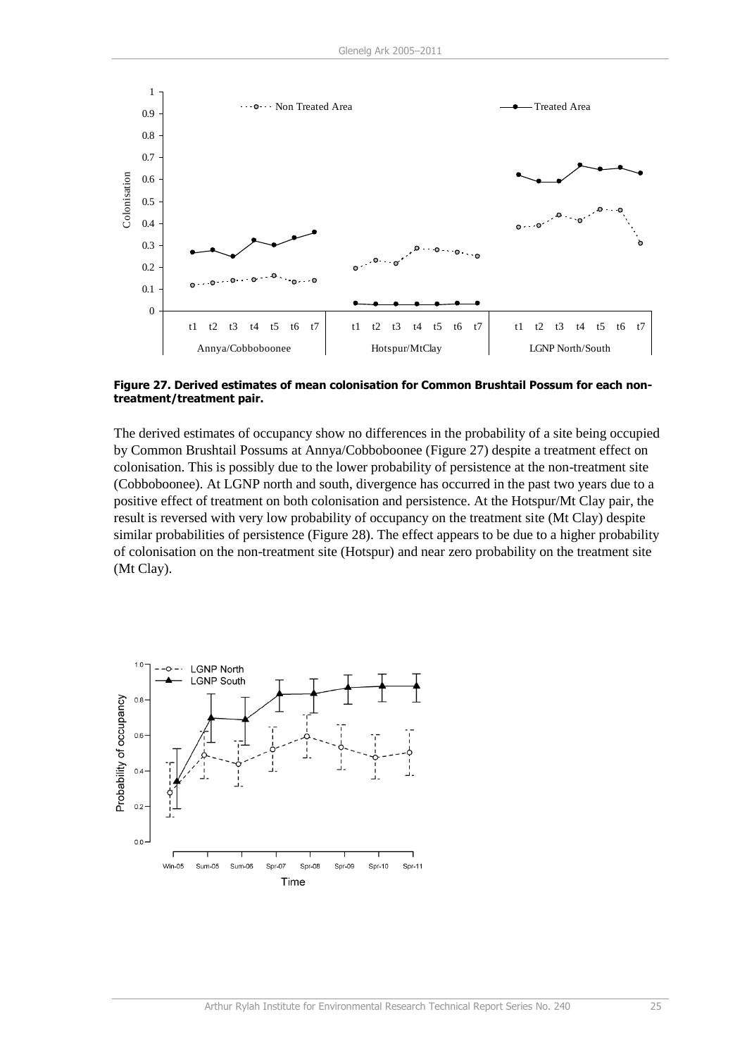**Figure 27. Derived estimates of mean colonisation for Common Brushtail Possum for each non-treatment/treatment pair.**

The derived estimates of occupancy show no differences in the probability of a site being occupied by Common Brushtail Possums at Annya/Cobboboonee (Figure 27) despite a treatment effect on colonisation. This is possibly due to the lower probability of persistence at the non-treatment site (Cobboboonee). At LGNP north and south, divergence has occurred in the past two years due to a positive effect of treatment on both colonisation and persistence. At the Hotspur/Mt Clay pair, the result is reversed with very low probability of occupancy on the treatment site (Mt Clay) despite similar probabilities of persistence (Figure 28). The effect appears to be due to a higher probability of colonisation on the non-treatment site (Hotspur) and near zero probability on the treatment site (Mt Clay).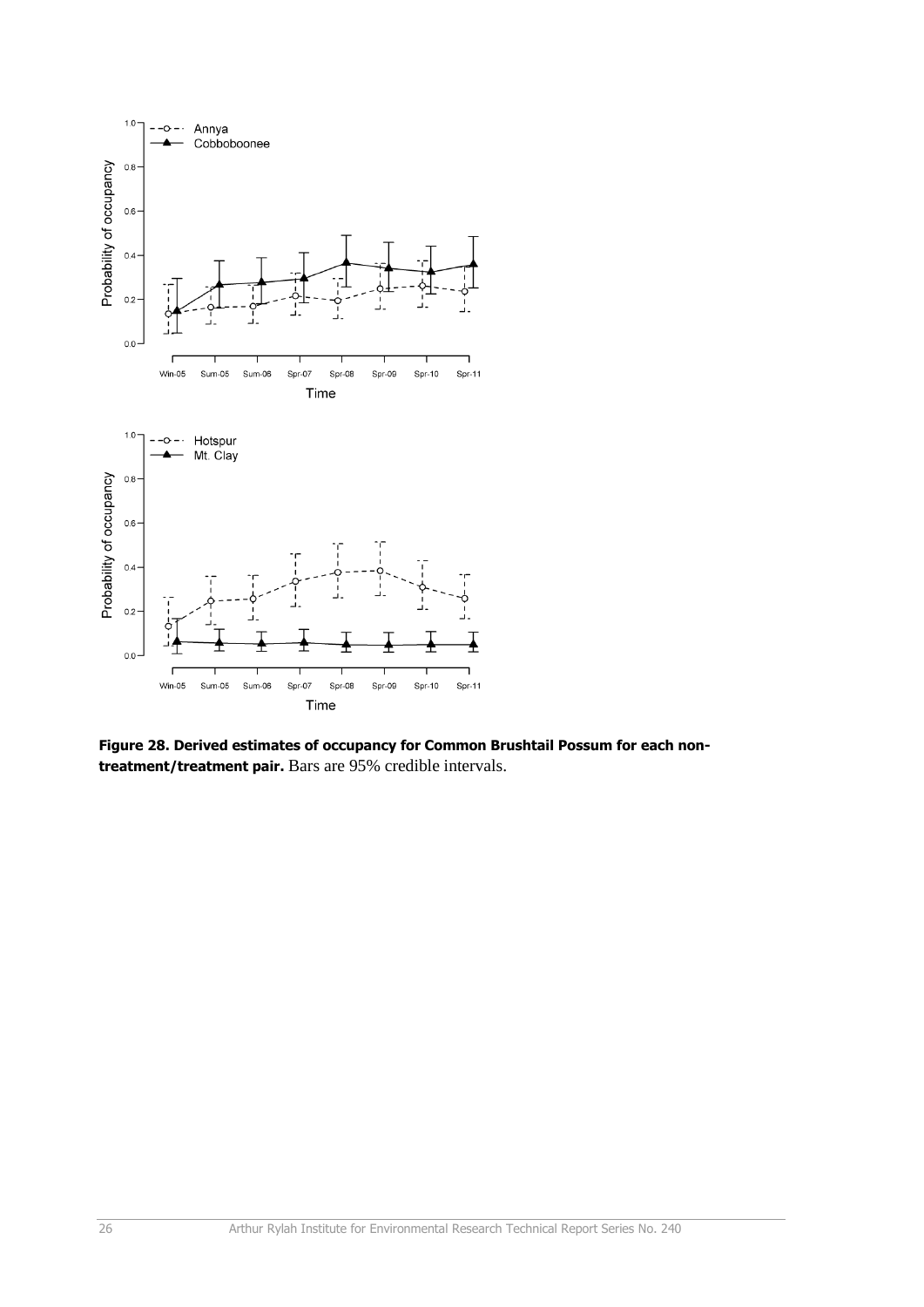**Figure 28. Derived estimates of occupancy for Common Brushtail Possum for each non-treatment/treatment pair.** Bars are 95% credible intervals.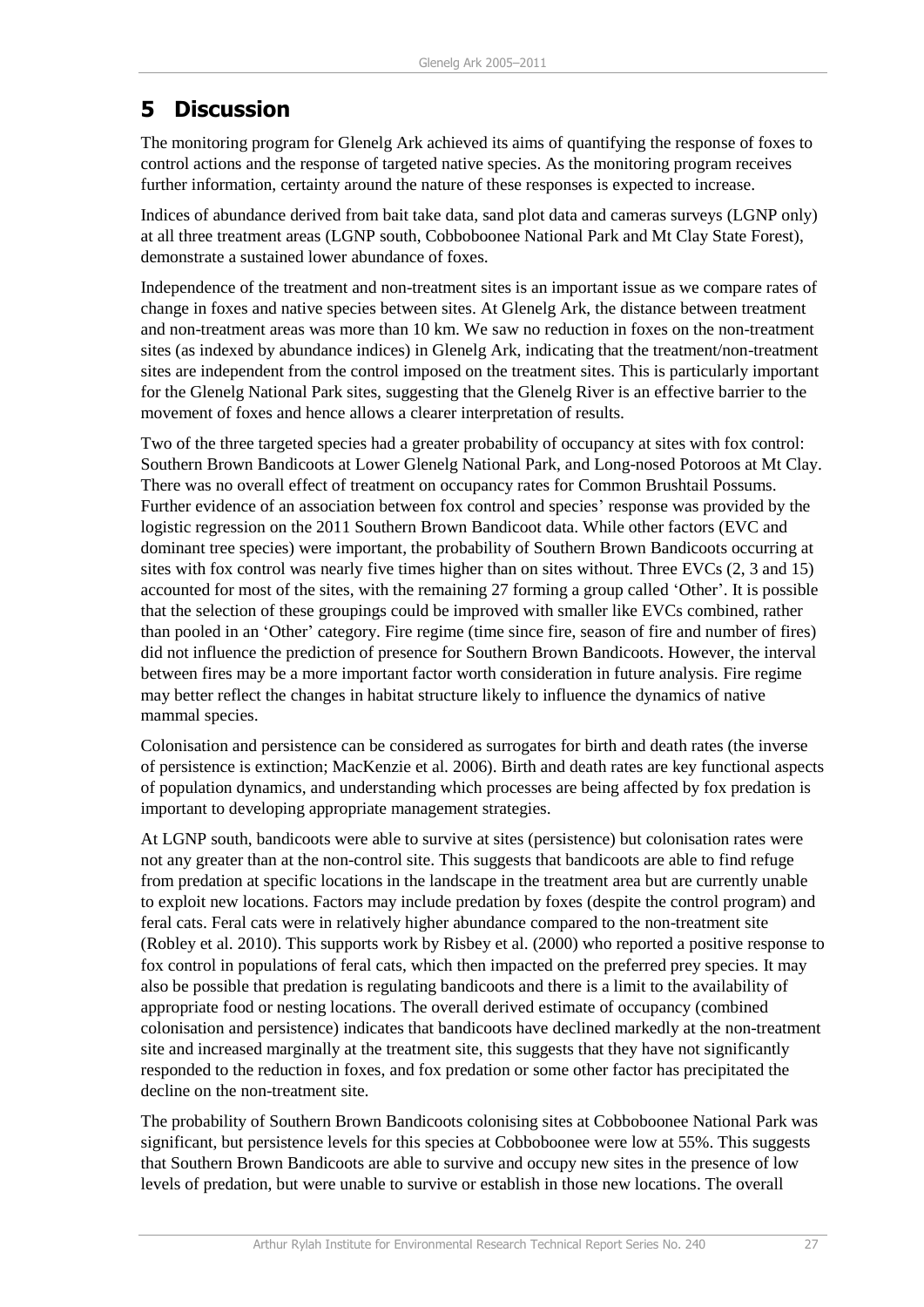# 5 Discussion

The monitoring program for Glenelg Ark achieved its aims of quantifying the response of foxes to control actions and the response of targeted native species. As the monitoring program receives further information, certainty around the nature of these responses is expected to increase.

Indices of abundance derived from bait take data, sand plot data and cameras surveys (LGNP only) at all three treatment areas (LGNP south, Cobboboonee National Park and Mt Clay State Forest), demonstrate a sustained lower abundance of foxes.

Independence of the treatment and non-treatment sites is an important issue as we compare rates of change in foxes and native species between sites. At Glenelg Ark, the distance between treatment and non-treatment areas was more than 10 km. We saw no reduction in foxes on the non-treatment sites (as indexed by abundance indices) in Glenelg Ark, indicating that the treatment/non-treatment sites are independent from the control imposed on the treatment sites. This is particularly important for the Glenelg National Park sites, suggesting that the Glenelg River is an effective barrier to the movement of foxes and hence allows a clearer interpretation of results.

Two of the three targeted species had a greater probability of occupancy at sites with fox control: Southern Brown Bandicoots at Lower Glenelg National Park, and Long-nosed Potoroos at Mt Clay. There was no overall effect of treatment on occupancy rates for Common Brushtail Possums. Further evidence of an association between fox control and species' response was provided by the logistic regression on the 2011 Southern Brown Bandicoot data. While other factors (EVC and dominant tree species) were important, the probability of Southern Brown Bandicoots occurring at sites with fox control was nearly five times higher than on sites without. Three EVCs (2, 3 and 15) accounted for most of the sites, with the remaining 27 forming a group called 'Other'. It is possible that the selection of these groupings could be improved with smaller like EVCs combined, rather than pooled in an 'Other' category. Fire regime (time since fire, season of fire and number of fires) did not influence the prediction of presence for Southern Brown Bandicoots. However, the interval between fires may be a more important factor worth consideration in future analysis. Fire regime may better reflect the changes in habitat structure likely to influence the dynamics of native mammal species.

Colonisation and persistence can be considered as surrogates for birth and death rates (the inverse of persistence is extinction; MacKenzie et al. 2006). Birth and death rates are key functional aspects of population dynamics, and understanding which processes are being affected by fox predation is important to developing appropriate management strategies.

At LGNP south, bandicoots were able to survive at sites (persistence) but colonisation rates were not any greater than at the non-control site. This suggests that bandicoots are able to find refuge from predation at specific locations in the landscape in the treatment area but are currently unable to exploit new locations. Factors may include predation by foxes (despite the control program) and feral cats. Feral cats were in relatively higher abundance compared to the non-treatment site (Robley et al. 2010). This supports work by Risbey et al. (2000) who reported a positive response to fox control in populations of feral cats, which then impacted on the preferred prey species. It may also be possible that predation is regulating bandicoots and there is a limit to the availability of appropriate food or nesting locations. The overall derived estimate of occupancy (combined colonisation and persistence) indicates that bandicoots have declined markedly at the non-treatment site and increased marginally at the treatment site, this suggests that they have not significantly responded to the reduction in foxes, and fox predation or some other factor has precipitated the decline on the non-treatment site.

The probability of Southern Brown Bandicoots colonising sites at Cobboboonee National Park was significant, but persistence levels for this species at Cobboboonee were low at 55%. This suggests that Southern Brown Bandicoots are able to survive and occupy new sites in the presence of low levels of predation, but were unable to survive or establish in those new locations. The overall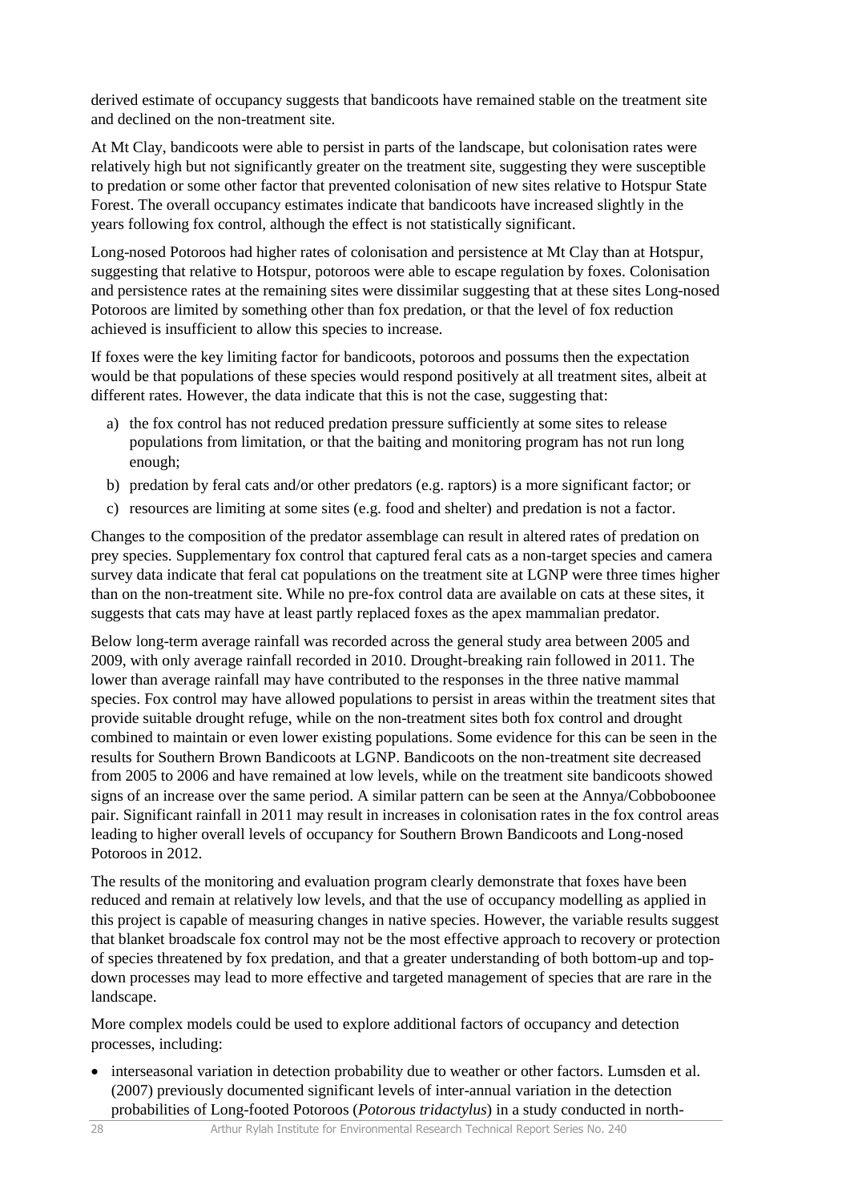derived estimate of occupancy suggests that bandicoots have remained stable on the treatment site and declined on the non-treatment site.

At Mt Clay, bandicoots were able to persist in parts of the landscape, but colonisation rates were relatively high but not significantly greater on the treatment site, suggesting they were susceptible to predation or some other factor that prevented colonisation of new sites relative to Hotspur State Forest. The overall occupancy estimates indicate that bandicoots have increased slightly in the years following fox control, although the effect is not statistically significant.

Long-nosed Potoroos had higher rates of colonisation and persistence at Mt Clay than at Hotspur, suggesting that relative to Hotspur, potoroos were able to escape regulation by foxes. Colonisation and persistence rates at the remaining sites were dissimilar suggesting that at these sites Long-nosed Potoroos are limited by something other than fox predation, or that the level of fox reduction achieved is insufficient to allow this species to increase.

If foxes were the key limiting factor for bandicoots, potoroos and possums then the expectation would be that populations of these species would respond positively at all treatment sites, albeit at different rates. However, the data indicate that this is not the case, suggesting that:

a) the fox control has not reduced predation pressure sufficiently at some sites to release populations from limitation, or that the baiting and monitoring program has not run long enough;
b) predation by feral cats and/or other predators (e.g. raptors) is a more significant factor; or
c) resources are limiting at some sites (e.g. food and shelter) and predation is not a factor.

Changes to the composition of the predator assemblage can result in altered rates of predation on prey species. Supplementary fox control that captured feral cats as a non-target species and camera survey data indicate that feral cat populations on the treatment site at LGNP were three times higher than on the non-treatment site. While no pre-fox control data are available on cats at these sites, it suggests that cats may have at least partly replaced foxes as the apex mammalian predator.

Below long-term average rainfall was recorded across the general study area between 2005 and 2009, with only average rainfall recorded in 2010. Drought-breaking rain followed in 2011. The lower than average rainfall may have contributed to the responses in the three native mammal species. Fox control may have allowed populations to persist in areas within the treatment sites that provide suitable drought refuge, while on the non-treatment sites both fox control and drought combined to maintain or even lower existing populations. Some evidence for this can be seen in the results for Southern Brown Bandicoots at LGNP. Bandicoots on the non-treatment site decreased from 2005 to 2006 and have remained at low levels, while on the treatment site bandicoots showed signs of an increase over the same period. A similar pattern can be seen at the Annya/Cobboboonee pair. Significant rainfall in 2011 may result in increases in colonisation rates in the fox control areas leading to higher overall levels of occupancy for Southern Brown Bandicoots and Long-nosed Potoroos in 2012.

The results of the monitoring and evaluation program clearly demonstrate that foxes have been reduced and remain at relatively low levels, and that the use of occupancy modelling as applied in this project is capable of measuring changes in native species. However, the variable results suggest that blanket broadscale fox control may not be the most effective approach to recovery or protection of species threatened by fox predation, and that a greater understanding of both bottom-up and top-down processes may lead to more effective and targeted management of species that are rare in the landscape.

More complex models could be used to explore additional factors of occupancy and detection processes, including:

- interseasonal variation in detection probability due to weather or other factors. Lumsden et al. (2007) previously documented significant levels of inter-annual variation in the detection probabilities of Long-footed Potoroos (*Potorous tridactylus*) in a study conducted in north-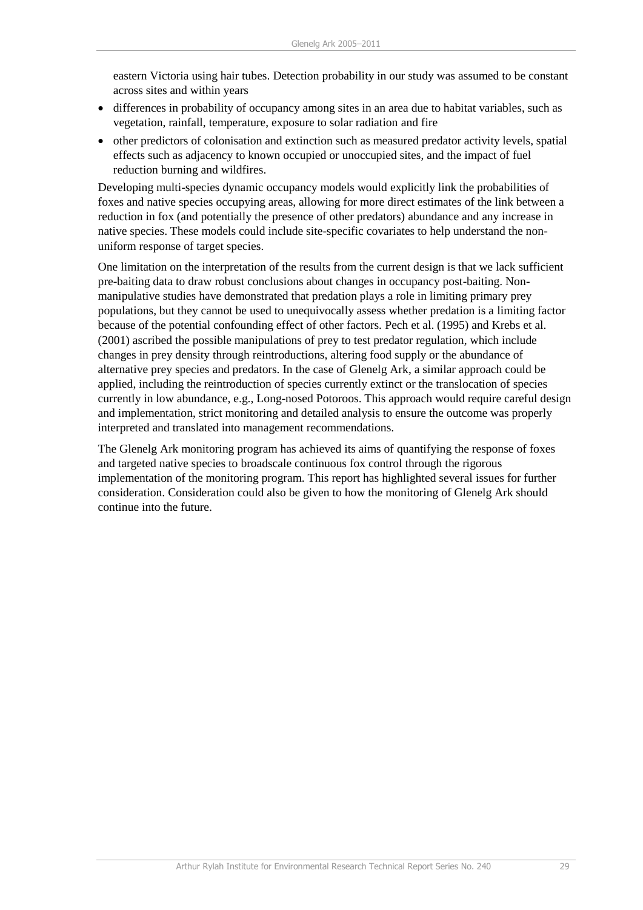eastern Victoria using hair tubes. Detection probability in our study was assumed to be constant across sites and within years

- differences in probability of occupancy among sites in an area due to habitat variables, such as vegetation, rainfall, temperature, exposure to solar radiation and fire
- other predictors of colonisation and extinction such as measured predator activity levels, spatial effects such as adjacency to known occupied or unoccupied sites, and the impact of fuel reduction burning and wildfires.

Developing multi-species dynamic occupancy models would explicitly link the probabilities of foxes and native species occupying areas, allowing for more direct estimates of the link between a reduction in fox (and potentially the presence of other predators) abundance and any increase in native species. These models could include site-specific covariates to help understand the non-uniform response of target species.

One limitation on the interpretation of the results from the current design is that we lack sufficient pre-baiting data to draw robust conclusions about changes in occupancy post-baiting. Non-manipulative studies have demonstrated that predation plays a role in limiting primary prey populations, but they cannot be used to unequivocally assess whether predation is a limiting factor because of the potential confounding effect of other factors. Pech et al. (1995) and Krebs et al. (2001) ascribed the possible manipulations of prey to test predator regulation, which include changes in prey density through reintroductions, altering food supply or the abundance of alternative prey species and predators. In the case of Glenelg Ark, a similar approach could be applied, including the reintroduction of species currently extinct or the translocation of species currently in low abundance, e.g., Long-nosed Potoroos. This approach would require careful design and implementation, strict monitoring and detailed analysis to ensure the outcome was properly interpreted and translated into management recommendations.

The Glenelg Ark monitoring program has achieved its aims of quantifying the response of foxes and targeted native species to broadscale continuous fox control through the rigorous implementation of the monitoring program. This report has highlighted several issues for further consideration. Consideration could also be given to how the monitoring of Glenelg Ark should continue into the future.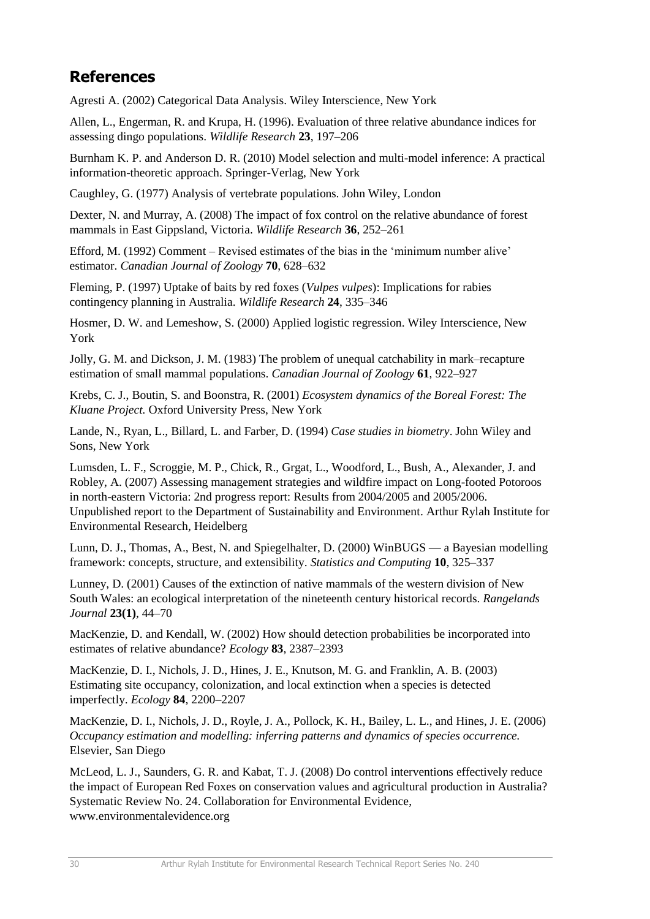## References

Agresti A. (2002) Categorical Data Analysis. Wiley Interscience, New York

Allen, L., Engerman, R. and Krupa, H. (1996). Evaluation of three relative abundance indices for assessing dingo populations. *Wildlife Research* **23**, 197–206

Burnham K. P. and Anderson D. R. (2010) Model selection and multi-model inference: A practical information-theoretic approach. Springer-Verlag, New York

Caughley, G. (1977) Analysis of vertebrate populations. John Wiley, London

Dexter, N. and Murray, A. (2008) The impact of fox control on the relative abundance of forest mammals in East Gippsland, Victoria. *Wildlife Research* **36**, 252–261

Efford, M. (1992) Comment – Revised estimates of the bias in the 'minimum number alive' estimator. *Canadian Journal of Zoology* **70**, 628–632

Fleming, P. (1997) Uptake of baits by red foxes (*Vulpes vulpes*): Implications for rabies contingency planning in Australia. *Wildlife Research* **24**, 335–346

Hosmer, D. W. and Lemeshow, S. (2000) Applied logistic regression. Wiley Interscience, New York

Jolly, G. M. and Dickson, J. M. (1983) The problem of unequal catchability in mark–recapture estimation of small mammal populations. *Canadian Journal of Zoology* **61**, 922–927

Krebs, C. J., Boutin, S. and Boonstra, R. (2001) *Ecosystem dynamics of the Boreal Forest: The Kluane Project.* Oxford University Press, New York

Lande, N., Ryan, L., Billard, L. and Farber, D. (1994) *Case studies in biometry*. John Wiley and Sons, New York

Lumsden, L. F., Scroggie, M. P., Chick, R., Grgat, L., Woodford, L., Bush, A., Alexander, J. and Robley, A. (2007) Assessing management strategies and wildfire impact on Long-footed Potoroos in north-eastern Victoria: 2nd progress report: Results from 2004/2005 and 2005/2006. Unpublished report to the Department of Sustainability and Environment. Arthur Rylah Institute for Environmental Research, Heidelberg

Lunn, D. J., Thomas, A., Best, N. and Spiegelhalter, D. (2000) WinBUGS — a Bayesian modelling framework: concepts, structure, and extensibility. *Statistics and Computing* **10**, 325–337

Lunney, D. (2001) Causes of the extinction of native mammals of the western division of New South Wales: an ecological interpretation of the nineteenth century historical records. *Rangelands Journal* **23(1)**, 44–70

MacKenzie, D. and Kendall, W. (2002) How should detection probabilities be incorporated into estimates of relative abundance? *Ecology* **83**, 2387–2393

MacKenzie, D. I., Nichols, J. D., Hines, J. E., Knutson, M. G. and Franklin, A. B. (2003) Estimating site occupancy, colonization, and local extinction when a species is detected imperfectly. *Ecology* **84**, 2200–2207

MacKenzie, D. I., Nichols, J. D., Royle, J. A., Pollock, K. H., Bailey, L. L., and Hines, J. E. (2006) *Occupancy estimation and modelling: inferring patterns and dynamics of species occurrence.* Elsevier, San Diego

McLeod, L. J., Saunders, G. R. and Kabat, T. J. (2008) Do control interventions effectively reduce the impact of European Red Foxes on conservation values and agricultural production in Australia? Systematic Review No. 24. Collaboration for Environmental Evidence, www.environmentalevidence.org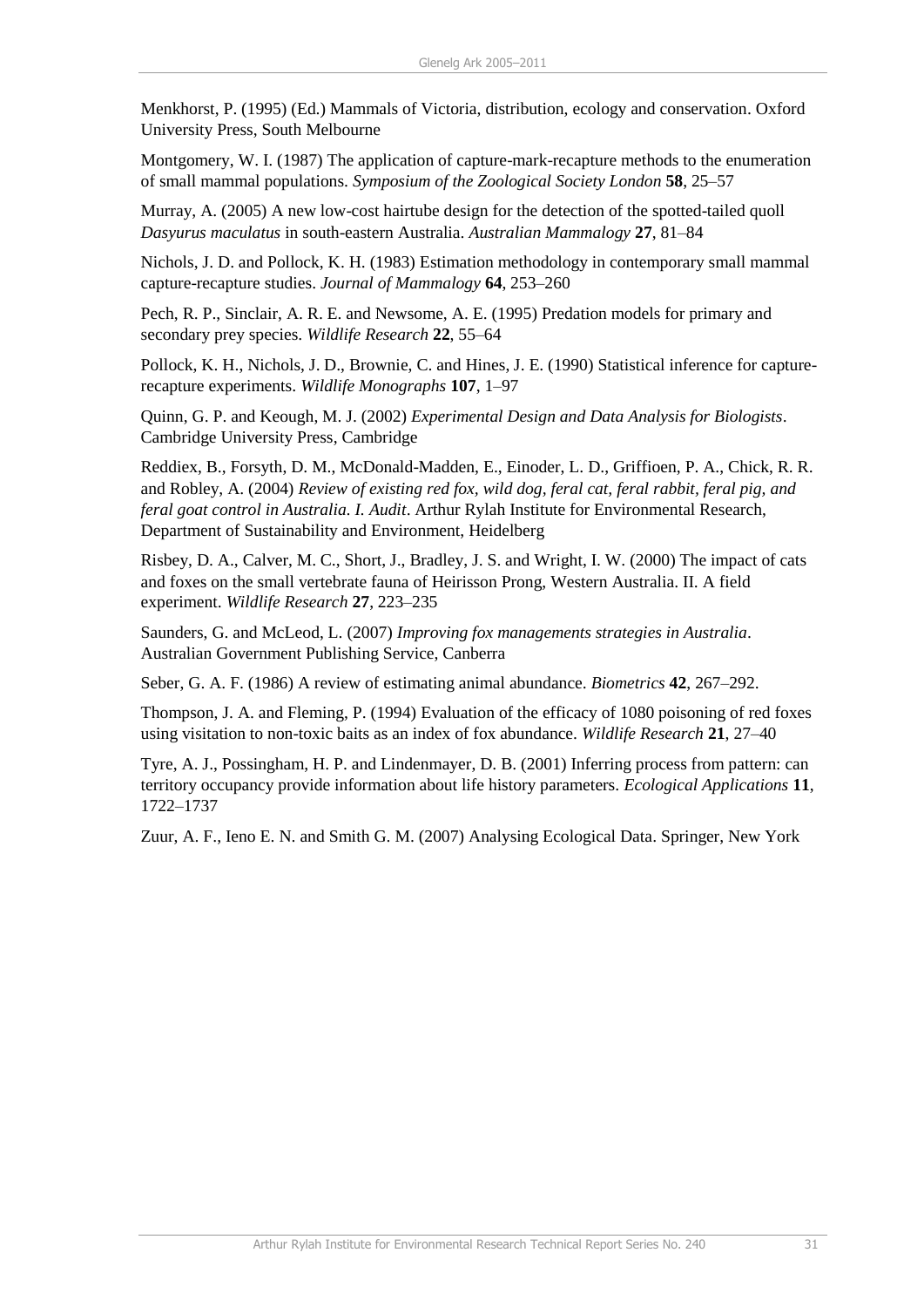Menkhorst, P. (1995) (Ed.) Mammals of Victoria, distribution, ecology and conservation. Oxford University Press, South Melbourne

Montgomery, W. I. (1987) The application of capture-mark-recapture methods to the enumeration of small mammal populations. *Symposium of the Zoological Society London* **58**, 25–57

Murray, A. (2005) A new low-cost hairtube design for the detection of the spotted-tailed quoll *Dasyurus maculatus* in south-eastern Australia. *Australian Mammalogy* **27**, 81–84

Nichols, J. D. and Pollock, K. H. (1983) Estimation methodology in contemporary small mammal capture-recapture studies. *Journal of Mammalogy* **64**, 253–260

Pech, R. P., Sinclair, A. R. E. and Newsome, A. E. (1995) Predation models for primary and secondary prey species. *Wildlife Research* **22**, 55–64

Pollock, K. H., Nichols, J. D., Brownie, C. and Hines, J. E. (1990) Statistical inference for capture-recapture experiments. *Wildlife Monographs* **107**, 1–97

Quinn, G. P. and Keough, M. J. (2002) *Experimental Design and Data Analysis for Biologists*. Cambridge University Press, Cambridge

Reddiex, B., Forsyth, D. M., McDonald-Madden, E., Einoder, L. D., Griffioen, P. A., Chick, R. R. and Robley, A. (2004) *Review of existing red fox, wild dog, feral cat, feral rabbit, feral pig, and feral goat control in Australia. I. Audit*. Arthur Rylah Institute for Environmental Research, Department of Sustainability and Environment, Heidelberg

Risbey, D. A., Calver, M. C., Short, J., Bradley, J. S. and Wright, I. W. (2000) The impact of cats and foxes on the small vertebrate fauna of Heirisson Prong, Western Australia. II. A field experiment. *Wildlife Research* **27**, 223–235

Saunders, G. and McLeod, L. (2007) *Improving fox managements strategies in Australia*. Australian Government Publishing Service, Canberra

Seber, G. A. F. (1986) A review of estimating animal abundance. *Biometrics* **42**, 267–292.

Thompson, J. A. and Fleming, P. (1994) Evaluation of the efficacy of 1080 poisoning of red foxes using visitation to non-toxic baits as an index of fox abundance. *Wildlife Research* **21**, 27–40

Tyre, A. J., Possingham, H. P. and Lindenmayer, D. B. (2001) Inferring process from pattern: can territory occupancy provide information about life history parameters. *Ecological Applications* **11**, 1722–1737

Zuur, A. F., Ieno E. N. and Smith G. M. (2007) Analysing Ecological Data. Springer, New York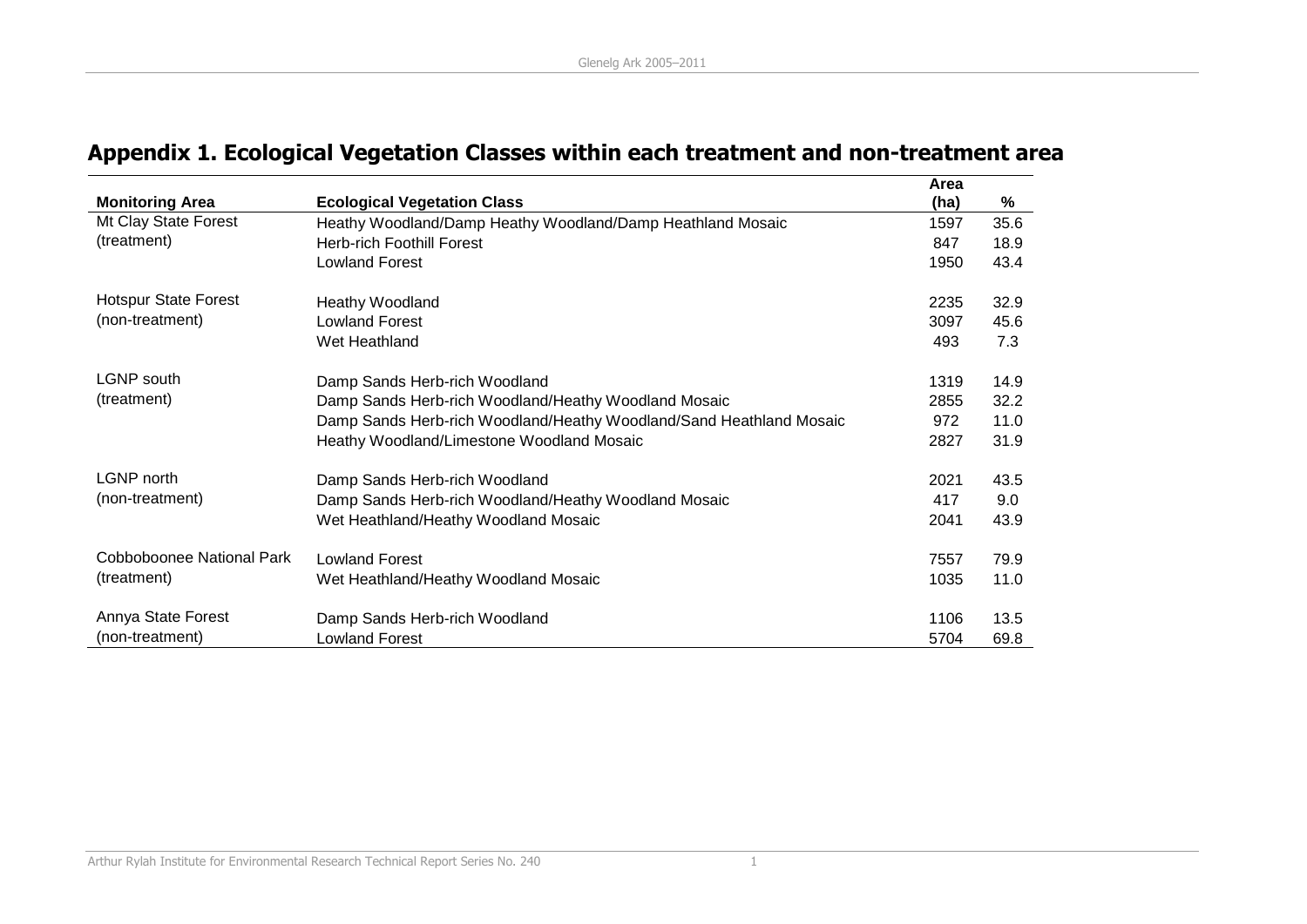# Appendix 1. Ecological Vegetation Classes within each treatment and non-treatment area

| Monitoring Area | Ecological Vegetation Class | Area (ha) | % |
|---|---|---|---|
| Mt Clay State Forest (treatment) | Heathy Woodland/Damp Heathy Woodland/Damp Heathland Mosaic | 1597 | 35.6 |
| | Herb-rich Foothill Forest | 847 | 18.9 |
| | Lowland Forest | 1950 | 43.4 |
| Hotspur State Forest (non-treatment) | Heathy Woodland | 2235 | 32.9 |
| | Lowland Forest | 3097 | 45.6 |
| | Wet Heathland | 493 | 7.3 |
| LGNP south (treatment) | Damp Sands Herb-rich Woodland | 1319 | 14.9 |
| | Damp Sands Herb-rich Woodland/Heathy Woodland Mosaic | 2855 | 32.2 |
| | Damp Sands Herb-rich Woodland/Heathy Woodland/Sand Heathland Mosaic | 972 | 11.0 |
| | Heathy Woodland/Limestone Woodland Mosaic | 2827 | 31.9 |
| LGNP north (non-treatment) | Damp Sands Herb-rich Woodland | 2021 | 43.5 |
| | Damp Sands Herb-rich Woodland/Heathy Woodland Mosaic | 417 | 9.0 |
| | Wet Heathland/Heathy Woodland Mosaic | 2041 | 43.9 |
| Cobboboonee National Park (treatment) | Lowland Forest | 7557 | 79.9 |
| | Wet Heathland/Heathy Woodland Mosaic | 1035 | 11.0 |
| Annya State Forest (non-treatment) | Damp Sands Herb-rich Woodland | 1106 | 13.5 |
| | Lowland Forest | 5704 | 69.8 |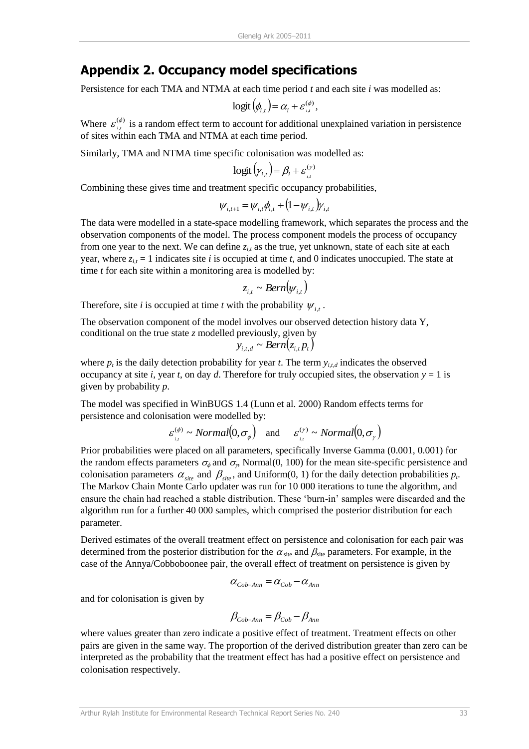# Appendix 2. Occupancy model specifications

Persistence for each TMA and NTMA at each time period $t$ and each site $i$ was modelled as:

$$\text{logit}\left(\phi_{i,t}\right) = \alpha_i + \varepsilon_{i,t}^{(\phi)},$$

Where $\varepsilon_{i,t}^{(\phi)}$ is a random effect term to account for additional unexplained variation in persistence of sites within each TMA and NTMA at each time period.

Similarly, TMA and NTMA time specific colonisation was modelled as:

$$\text{logit}\left(\gamma_{i,t}\right) = \beta_i + \varepsilon_{i,t}^{(\gamma)}$$

Combining these gives time and treatment specific occupancy probabilities,

$$\psi_{i,t+1} = \psi_{i,t}\phi_{i,t} + \left(1 - \psi_{i,t}\right)\gamma_{i,t}$$

The data were modelled in a state-space modelling framework, which separates the process and the observation components of the model. The process component models the process of occupancy from one year to the next. We can define $z_{i,t}$ as the true, yet unknown, state of each site at each year, where $z_{i,t} = 1$ indicates site $i$ is occupied at time $t$, and 0 indicates unoccupied. The state at time $t$ for each site within a monitoring area is modelled by:

$$z_{i,t} \sim Bern\left(\psi_{i,t}\right)$$

Therefore, site $i$ is occupied at time $t$ with the probability $\psi_{i,t}$.

The observation component of the model involves our observed detection history data Y, conditional on the true state $z$ modelled previously, given by

$$y_{i,t,d} \sim Bern\left(z_{i,t}\, p_t\right)$$

where $p_t$ is the daily detection probability for year $t$. The term $y_{i,t,d}$ indicates the observed occupancy at site $i$, year $t$, on day $d$. Therefore for truly occupied sites, the observation $y = 1$ is given by probability $p$.

The model was specified in WinBUGS 1.4 (Lunn et al. 2000) Random effects terms for persistence and colonisation were modelled by:

$$\varepsilon_{i,t}^{(\phi)} \sim Normal\left(0, \sigma_\phi\right) \quad \text{and} \quad \varepsilon_{i,t}^{(\gamma)} \sim Normal\left(0, \sigma_\gamma\right)$$

Prior probabilities were placed on all parameters, specifically Inverse Gamma (0.001, 0.001) for the random effects parameters $\sigma_\phi$ and $\sigma_\gamma$, Normal(0, 100) for the mean site-specific persistence and colonisation parameters $\alpha_{site}$ and $\beta_{site}$, and Uniform(0, 1) for the daily detection probabilities $p_t$. The Markov Chain Monte Carlo updater was run for 10 000 iterations to tune the algorithm, and ensure the chain had reached a stable distribution. These 'burn-in' samples were discarded and the algorithm run for a further 40 000 samples, which comprised the posterior distribution for each parameter.

Derived estimates of the overall treatment effect on persistence and colonisation for each pair was determined from the posterior distribution for the $\alpha_{\text{site}}$ and $\beta_{\text{site}}$ parameters. For example, in the case of the Annya/Cobboboonee pair, the overall effect of treatment on persistence is given by

$$\alpha_{Cob-Ann} = \alpha_{Cob} - \alpha_{Ann}$$

and for colonisation is given by

$$\beta_{Cob-Ann} = \beta_{Cob} - \beta_{Ann}$$

where values greater than zero indicate a positive effect of treatment. Treatment effects on other pairs are given in the same way. The proportion of the derived distribution greater than zero can be interpreted as the probability that the treatment effect has had a positive effect on persistence and colonisation respectively.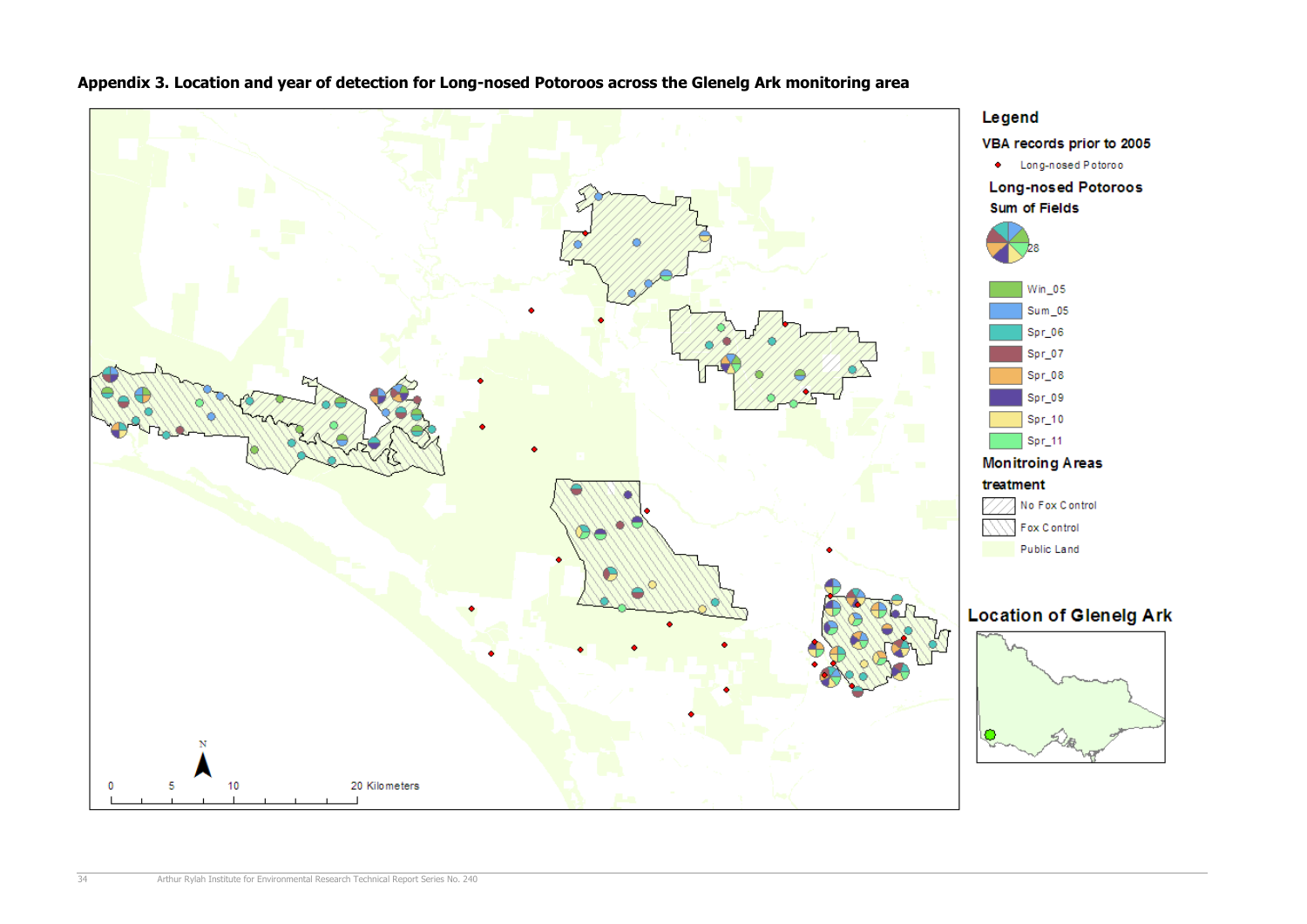**Appendix 3. Location and year of detection for Long-nosed Potoroos across the Glenelg Ark monitoring area**

Legend

VBA records prior to 2005

- Long-nosed Potoroo

Long-nosed Potoroos

Sum of Fields

28

- Win_05
- Sum_05
- Spr_06
- Spr_07
- Spr_08
- Spr_09
- Spr_10
- Spr_11

Monitroing Areas

treatment

- No Fox Control
- Fox Control
- Public Land

Location of Glenelg Ark

0 5 10 20 Kilometers

N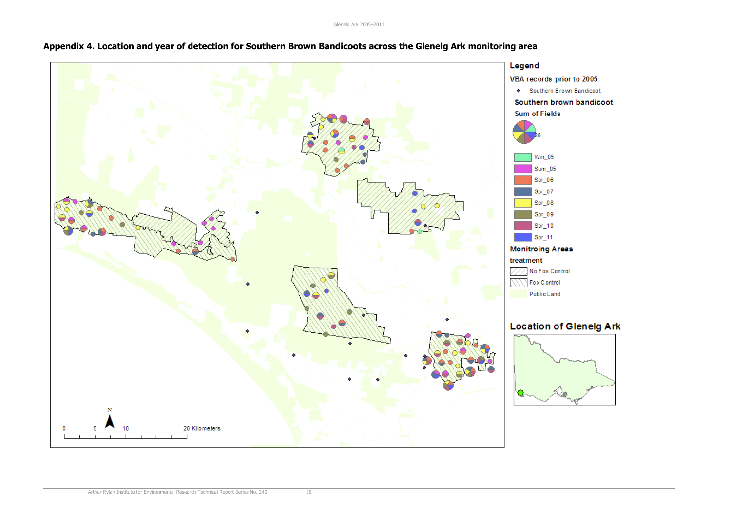## Appendix 4. Location and year of detection for Southern Brown Bandicoots across the Glenelg Ark monitoring area

**Legend**

**VBA records prior to 2005**

- Southern Brown Bandicoot

**Southern brown bandicoot**

**Sum of Fields**

26

- Win_05
- Sum_05
- Spr_06
- Spr_07
- Spr_08
- Spr_09
- Spr_10
- Spr_11

**Monitroing Areas**

**treatment**

- No Fox Control
- Fox Control
- Public Land

**Location of Glenelg Ark**

0 5 10 20 Kilometers

N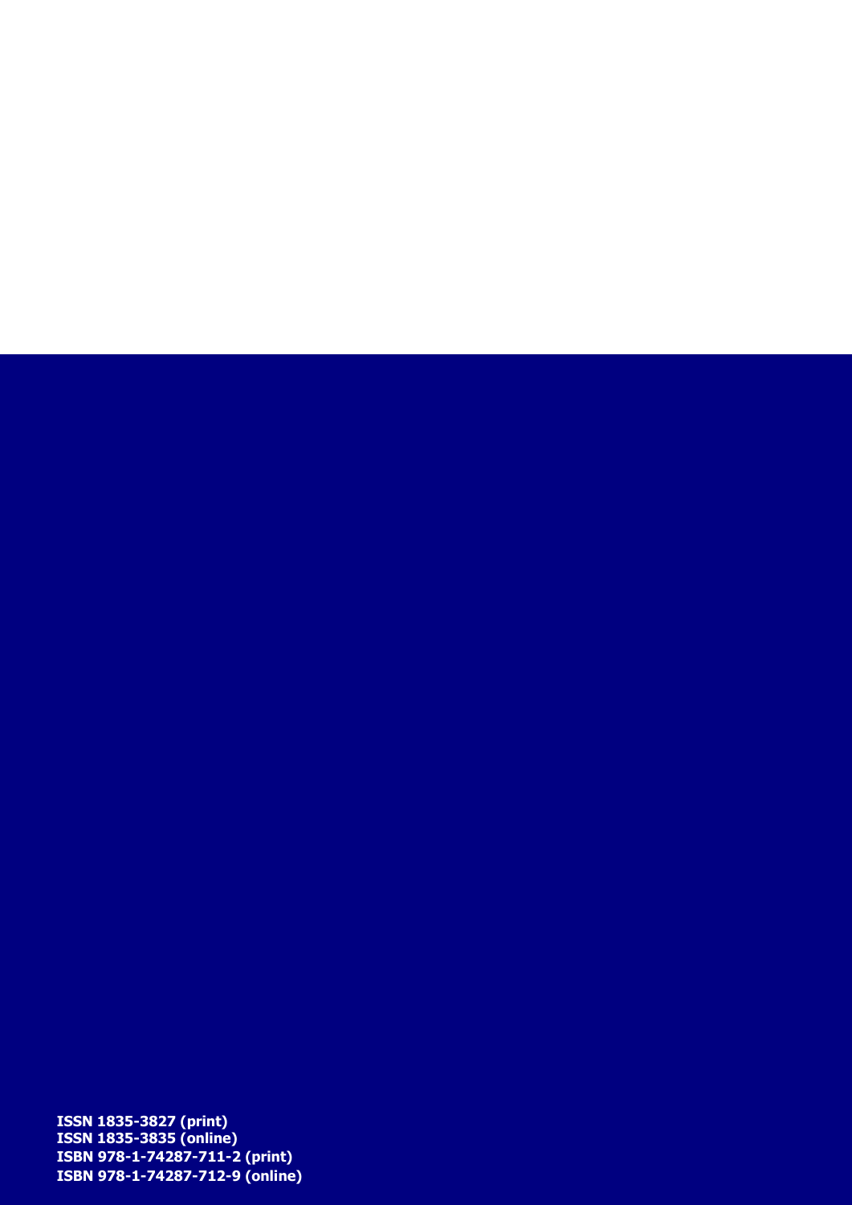**ISSN 1835-3827 (print)**
**ISSN 1835-3835 (online)**
**ISBN 978-1-74287-711-2 (print)**
**ISBN 978-1-74287-712-9 (online)**